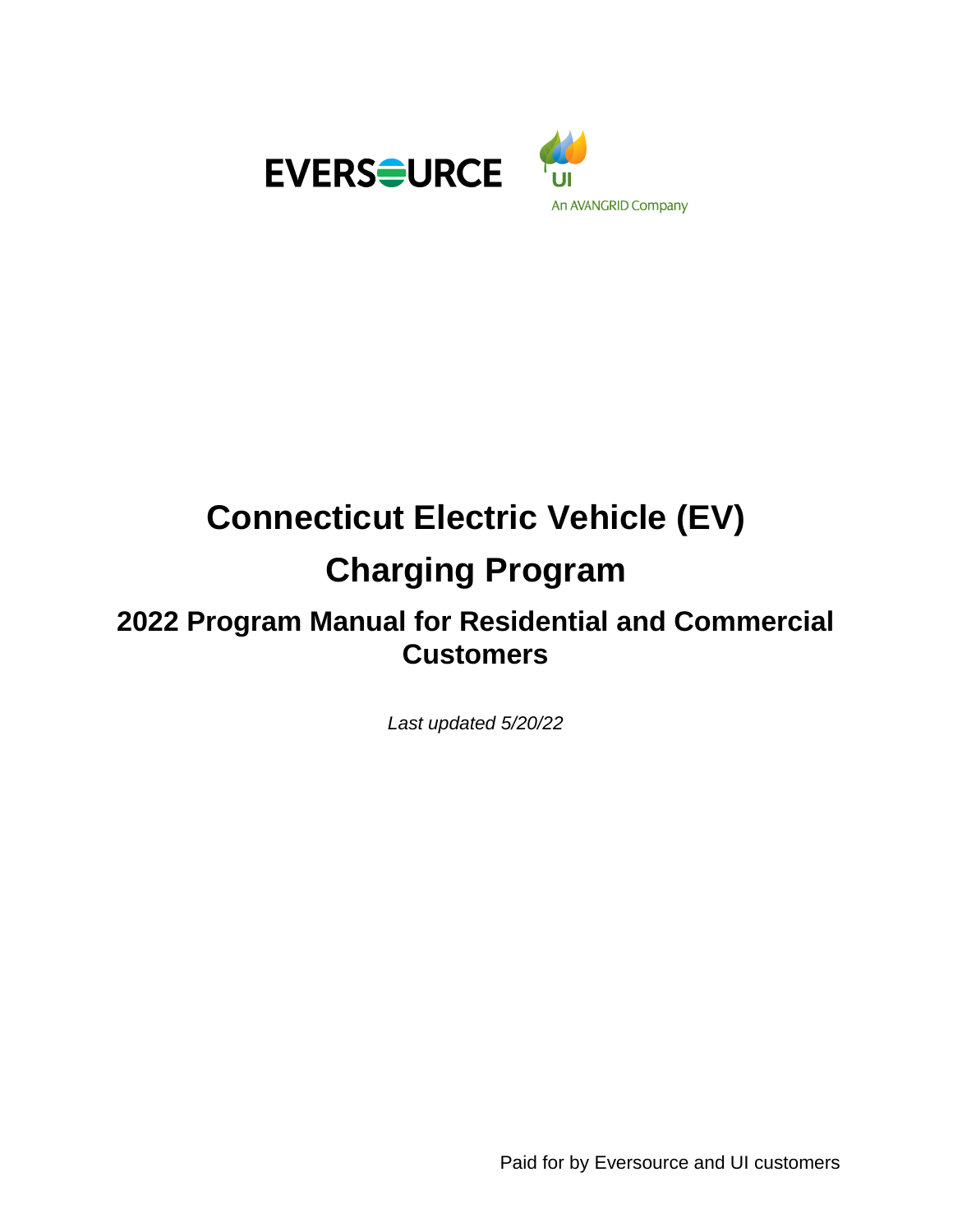EVERSOURCE

UI
An AVANGRID Company

# Connecticut Electric Vehicle (EV) Charging Program

## 2022 Program Manual for Residential and Commercial Customers

*Last updated 5/20/22*

Paid for by Eversource and UI customers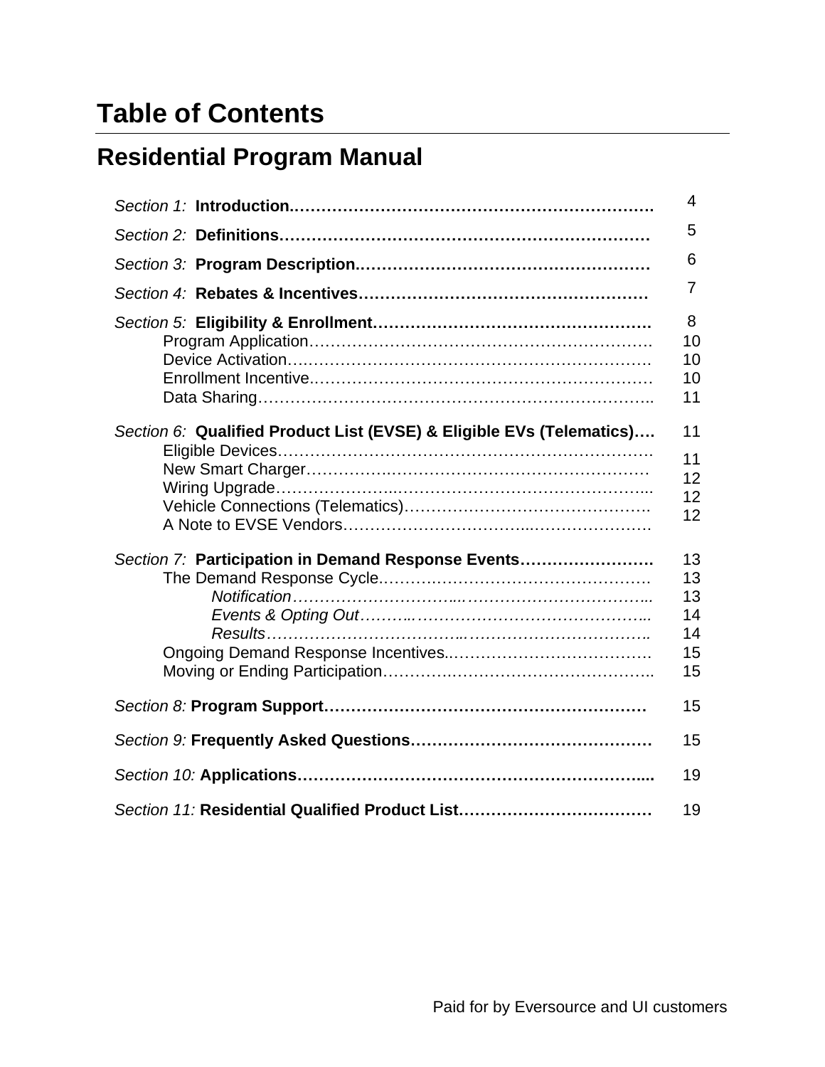# Table of Contents

## Residential Program Manual

| | |
|---|---|
| *Section 1:* **Introduction** | 4 |
| *Section 2:* **Definitions** | 5 |
| *Section 3:* **Program Description** | 6 |
| *Section 4:* **Rebates & Incentives** | 7 |
| *Section 5:* **Eligibility & Enrollment** | 8 |
| Program Application | 10 |
| Device Activation | 10 |
| Enrollment Incentive | 10 |
| Data Sharing | 11 |
| *Section 6:* **Qualified Product List (EVSE) & Eligible EVs (Telematics)** | 11 |
| Eligible Devices | 11 |
| New Smart Charger | 12 |
| Wiring Upgrade | 12 |
| Vehicle Connections (Telematics) | 12 |
| A Note to EVSE Vendors | |
| *Section 7:* **Participation in Demand Response Events** | 13 |
| The Demand Response Cycle | 13 |
| *Notification* | 13 |
| *Events & Opting Out* | 14 |
| *Results* | 14 |
| Ongoing Demand Response Incentives | 15 |
| Moving or Ending Participation | 15 |
| *Section 8:* **Program Support** | 15 |
| *Section 9:* **Frequently Asked Questions** | 15 |
| *Section 10:* **Applications** | 19 |
| *Section 11:* **Residential Qualified Product List** | 19 |

Paid for by Eversource and UI customers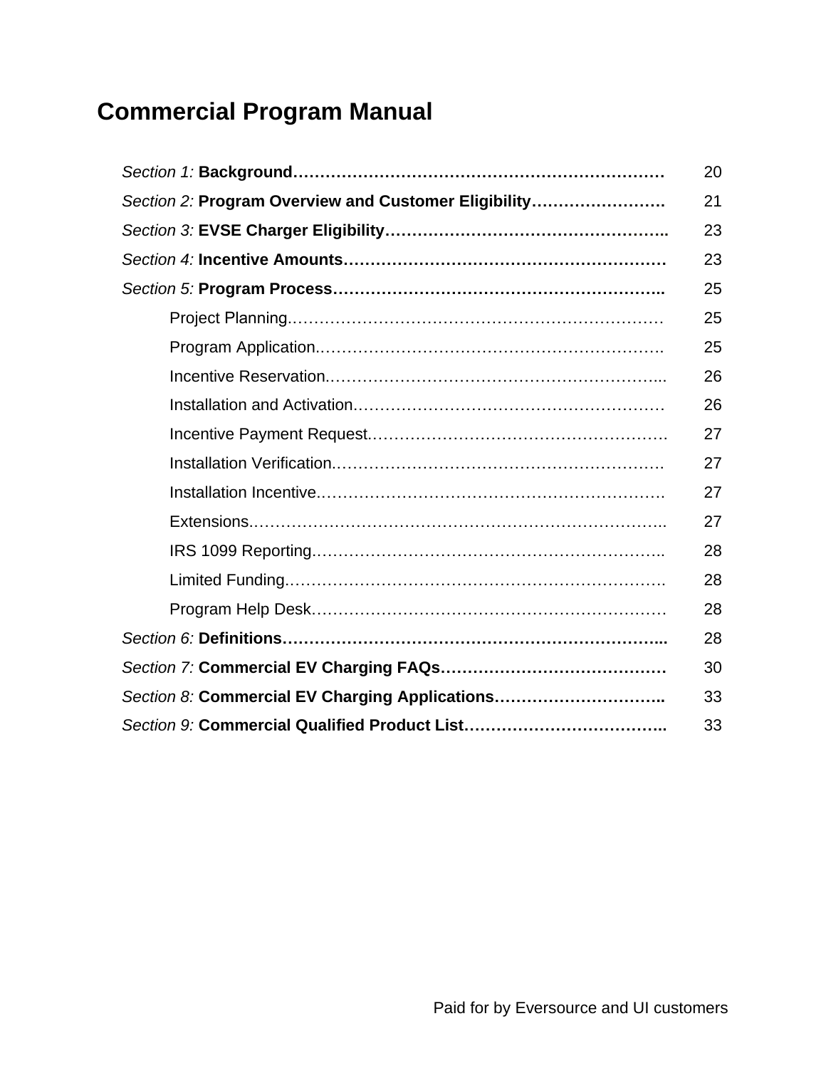# Commercial Program Manual

| | |
|---|---|
| *Section 1:* **Background** | 20 |
| *Section 2:* **Program Overview and Customer Eligibility** | 21 |
| *Section 3:* **EVSE Charger Eligibility** | 23 |
| *Section 4:* **Incentive Amounts** | 23 |
| *Section 5:* **Program Process** | 25 |
| Project Planning | 25 |
| Program Application | 25 |
| Incentive Reservation | 26 |
| Installation and Activation | 26 |
| Incentive Payment Request | 27 |
| Installation Verification | 27 |
| Installation Incentive | 27 |
| Extensions | 27 |
| IRS 1099 Reporting | 28 |
| Limited Funding | 28 |
| Program Help Desk | 28 |
| *Section 6:* **Definitions** | 28 |
| *Section 7:* **Commercial EV Charging FAQs** | 30 |
| *Section 8:* **Commercial EV Charging Applications** | 33 |
| *Section 9:* **Commercial Qualified Product List** | 33 |

Paid for by Eversource and UI customers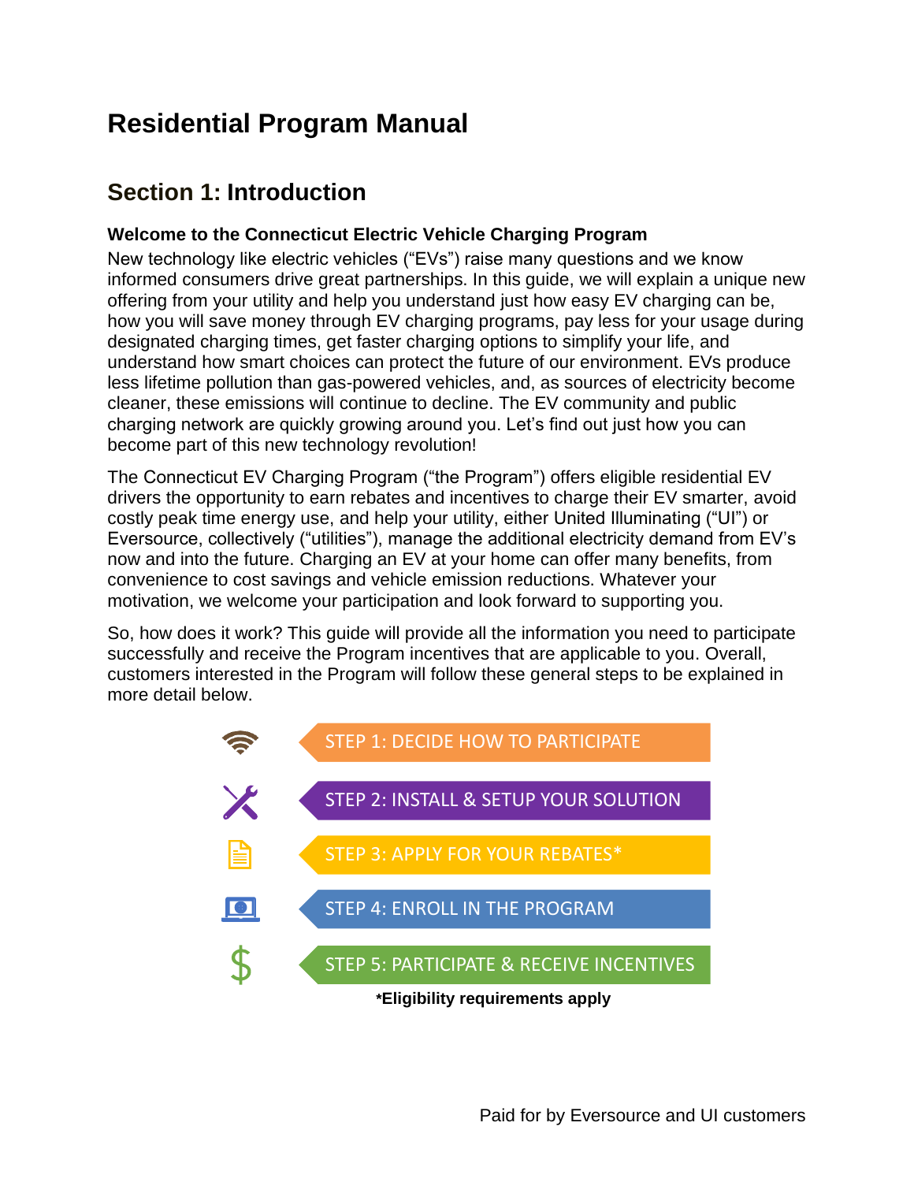# Residential Program Manual

## Section 1: Introduction

### Welcome to the Connecticut Electric Vehicle Charging Program

New technology like electric vehicles ("EVs") raise many questions and we know informed consumers drive great partnerships. In this guide, we will explain a unique new offering from your utility and help you understand just how easy EV charging can be, how you will save money through EV charging programs, pay less for your usage during designated charging times, get faster charging options to simplify your life, and understand how smart choices can protect the future of our environment. EVs produce less lifetime pollution than gas-powered vehicles, and, as sources of electricity become cleaner, these emissions will continue to decline. The EV community and public charging network are quickly growing around you. Let's find out just how you can become part of this new technology revolution!

The Connecticut EV Charging Program ("the Program") offers eligible residential EV drivers the opportunity to earn rebates and incentives to charge their EV smarter, avoid costly peak time energy use, and help your utility, either United Illuminating ("UI") or Eversource, collectively ("utilities"), manage the additional electricity demand from EV's now and into the future. Charging an EV at your home can offer many benefits, from convenience to cost savings and vehicle emission reductions. Whatever your motivation, we welcome your participation and look forward to supporting you.

So, how does it work? This guide will provide all the information you need to participate successfully and receive the Program incentives that are applicable to you. Overall, customers interested in the Program will follow these general steps to be explained in more detail below.

- STEP 1: DECIDE HOW TO PARTICIPATE
- STEP 2: INSTALL & SETUP YOUR SOLUTION
- STEP 3: APPLY FOR YOUR REBATES*
- STEP 4: ENROLL IN THE PROGRAM
- STEP 5: PARTICIPATE & RECEIVE INCENTIVES

**\*Eligibility requirements apply**

Paid for by Eversource and UI customers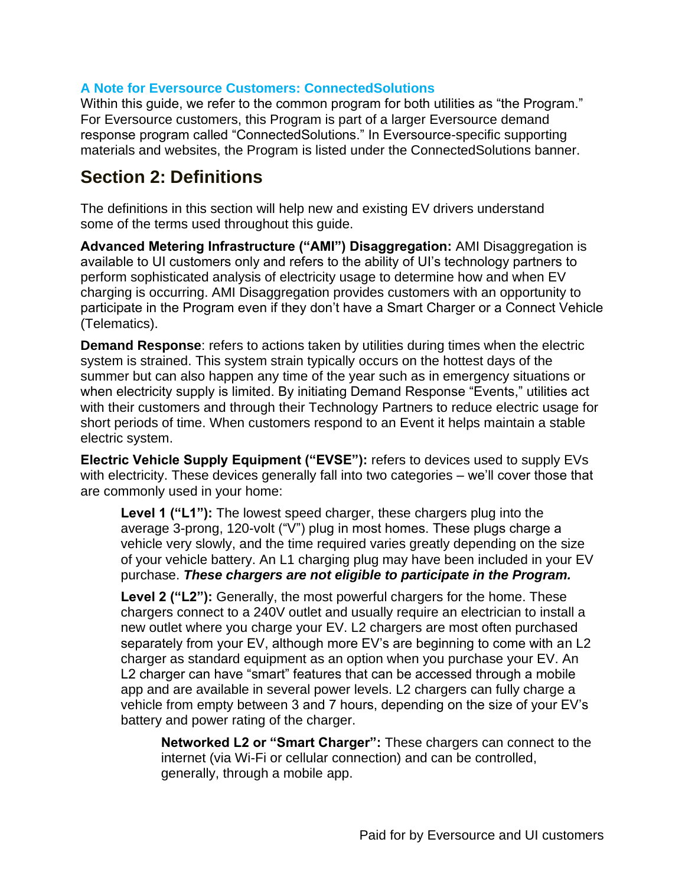### A Note for Eversource Customers: ConnectedSolutions

Within this guide, we refer to the common program for both utilities as "the Program." For Eversource customers, this Program is part of a larger Eversource demand response program called "ConnectedSolutions." In Eversource-specific supporting materials and websites, the Program is listed under the ConnectedSolutions banner.

## Section 2: Definitions

The definitions in this section will help new and existing EV drivers understand some of the terms used throughout this guide.

**Advanced Metering Infrastructure ("AMI") Disaggregation:** AMI Disaggregation is available to UI customers only and refers to the ability of UI's technology partners to perform sophisticated analysis of electricity usage to determine how and when EV charging is occurring. AMI Disaggregation provides customers with an opportunity to participate in the Program even if they don't have a Smart Charger or a Connect Vehicle (Telematics).

**Demand Response**: refers to actions taken by utilities during times when the electric system is strained. This system strain typically occurs on the hottest days of the summer but can also happen any time of the year such as in emergency situations or when electricity supply is limited. By initiating Demand Response "Events," utilities act with their customers and through their Technology Partners to reduce electric usage for short periods of time. When customers respond to an Event it helps maintain a stable electric system.

**Electric Vehicle Supply Equipment ("EVSE"):** refers to devices used to supply EVs with electricity. These devices generally fall into two categories – we'll cover those that are commonly used in your home:

> **Level 1 ("L1"):** The lowest speed charger, these chargers plug into the average 3-prong, 120-volt ("V") plug in most homes. These plugs charge a vehicle very slowly, and the time required varies greatly depending on the size of your vehicle battery. An L1 charging plug may have been included in your EV purchase. ***These chargers are not eligible to participate in the Program.***
>
> **Level 2 ("L2"):** Generally, the most powerful chargers for the home. These chargers connect to a 240V outlet and usually require an electrician to install a new outlet where you charge your EV. L2 chargers are most often purchased separately from your EV, although more EV's are beginning to come with an L2 charger as standard equipment as an option when you purchase your EV. An L2 charger can have "smart" features that can be accessed through a mobile app and are available in several power levels. L2 chargers can fully charge a vehicle from empty between 3 and 7 hours, depending on the size of your EV's battery and power rating of the charger.
>
> > **Networked L2 or "Smart Charger":** These chargers can connect to the internet (via Wi-Fi or cellular connection) and can be controlled, generally, through a mobile app.

Paid for by Eversource and UI customers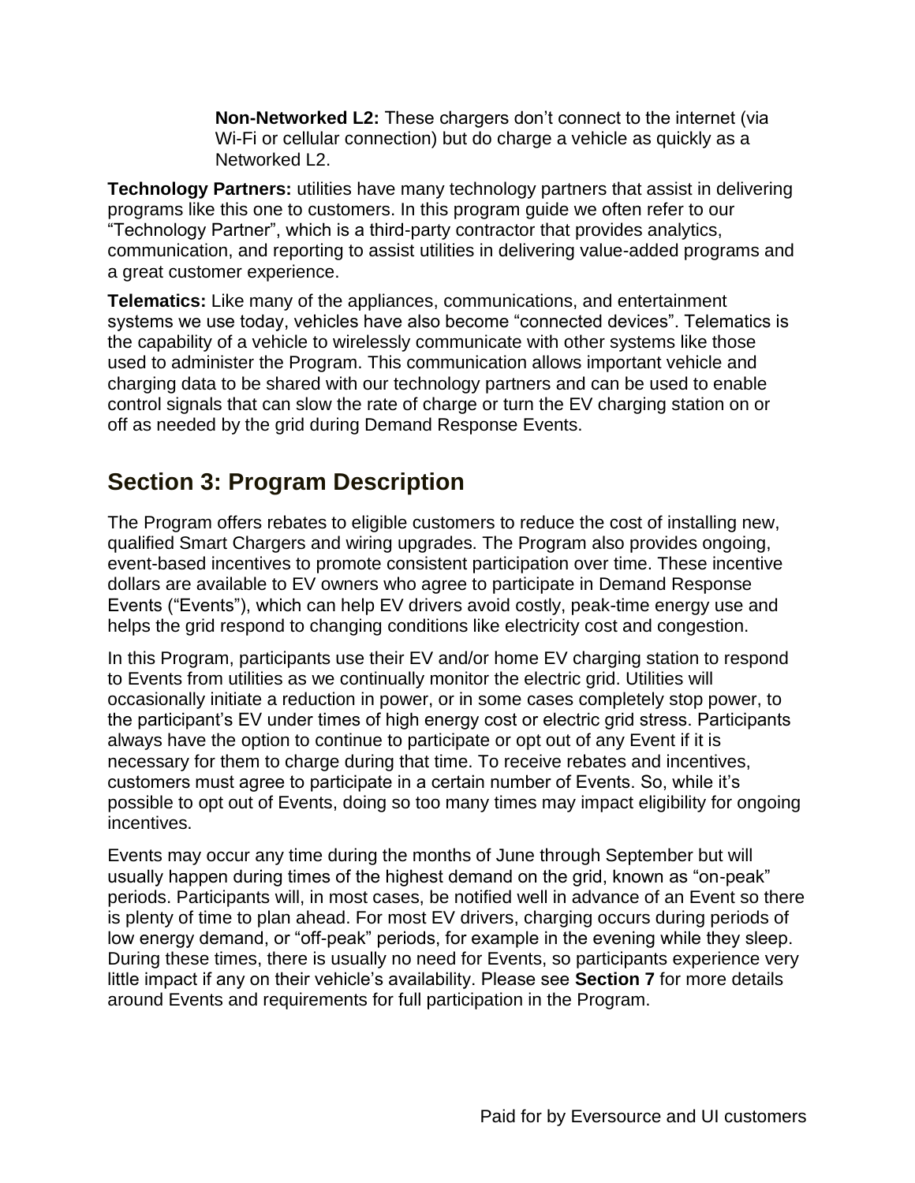**Non-Networked L2:** These chargers don't connect to the internet (via Wi-Fi or cellular connection) but do charge a vehicle as quickly as a Networked L2.

**Technology Partners:** utilities have many technology partners that assist in delivering programs like this one to customers. In this program guide we often refer to our "Technology Partner", which is a third-party contractor that provides analytics, communication, and reporting to assist utilities in delivering value-added programs and a great customer experience.

**Telematics:** Like many of the appliances, communications, and entertainment systems we use today, vehicles have also become "connected devices". Telematics is the capability of a vehicle to wirelessly communicate with other systems like those used to administer the Program. This communication allows important vehicle and charging data to be shared with our technology partners and can be used to enable control signals that can slow the rate of charge or turn the EV charging station on or off as needed by the grid during Demand Response Events.

## Section 3: Program Description

The Program offers rebates to eligible customers to reduce the cost of installing new, qualified Smart Chargers and wiring upgrades. The Program also provides ongoing, event-based incentives to promote consistent participation over time. These incentive dollars are available to EV owners who agree to participate in Demand Response Events ("Events"), which can help EV drivers avoid costly, peak-time energy use and helps the grid respond to changing conditions like electricity cost and congestion.

In this Program, participants use their EV and/or home EV charging station to respond to Events from utilities as we continually monitor the electric grid. Utilities will occasionally initiate a reduction in power, or in some cases completely stop power, to the participant's EV under times of high energy cost or electric grid stress. Participants always have the option to continue to participate or opt out of any Event if it is necessary for them to charge during that time. To receive rebates and incentives, customers must agree to participate in a certain number of Events. So, while it's possible to opt out of Events, doing so too many times may impact eligibility for ongoing incentives.

Events may occur any time during the months of June through September but will usually happen during times of the highest demand on the grid, known as "on-peak" periods. Participants will, in most cases, be notified well in advance of an Event so there is plenty of time to plan ahead. For most EV drivers, charging occurs during periods of low energy demand, or "off-peak" periods, for example in the evening while they sleep. During these times, there is usually no need for Events, so participants experience very little impact if any on their vehicle's availability. Please see **Section 7** for more details around Events and requirements for full participation in the Program.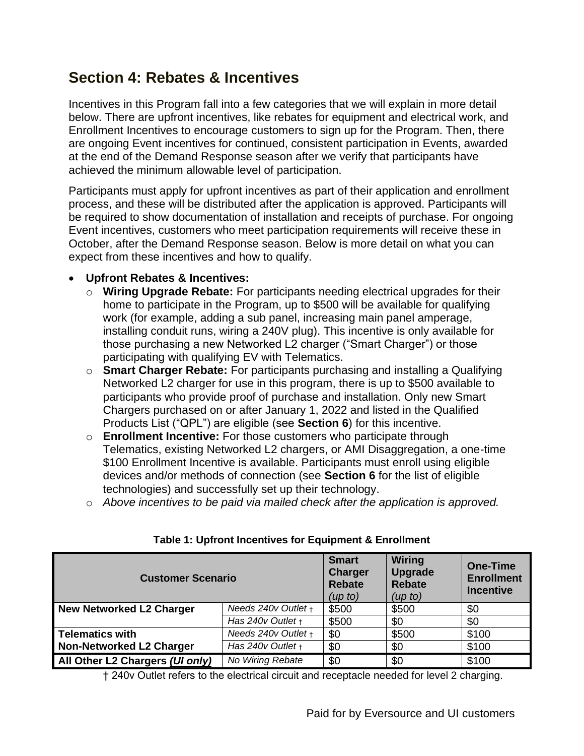## Section 4: Rebates & Incentives

Incentives in this Program fall into a few categories that we will explain in more detail below. There are upfront incentives, like rebates for equipment and electrical work, and Enrollment Incentives to encourage customers to sign up for the Program. Then, there are ongoing Event incentives for continued, consistent participation in Events, awarded at the end of the Demand Response season after we verify that participants have achieved the minimum allowable level of participation.

Participants must apply for upfront incentives as part of their application and enrollment process, and these will be distributed after the application is approved. Participants will be required to show documentation of installation and receipts of purchase. For ongoing Event incentives, customers who meet participation requirements will receive these in October, after the Demand Response season. Below is more detail on what you can expect from these incentives and how to qualify.

- **Upfront Rebates & Incentives:**
  - **Wiring Upgrade Rebate:** For participants needing electrical upgrades for their home to participate in the Program, up to $500 will be available for qualifying work (for example, adding a sub panel, increasing main panel amperage, installing conduit runs, wiring a 240V plug). This incentive is only available for those purchasing a new Networked L2 charger ("Smart Charger") or those participating with qualifying EV with Telematics.
  - **Smart Charger Rebate:** For participants purchasing and installing a Qualifying Networked L2 charger for use in this program, there is up to $500 available to participants who provide proof of purchase and installation. Only new Smart Chargers purchased on or after January 1, 2022 and listed in the Qualified Products List ("QPL") are eligible (see **Section 6**) for this incentive.
  - **Enrollment Incentive:** For those customers who participate through Telematics, existing Networked L2 chargers, or AMI Disaggregation, a one-time $100 Enrollment Incentive is available. Participants must enroll using eligible devices and/or methods of connection (see **Section 6** for the list of eligible technologies) and successfully set up their technology.
  - *Above incentives to be paid via mailed check after the application is approved.*

**Table 1: Upfront Incentives for Equipment & Enrollment**

| Customer Scenario | | Smart Charger Rebate *(up to)* | Wiring Upgrade Rebate *(up to)* | One-Time Enrollment Incentive |
|---|---|---|---|---|
| **New Networked L2 Charger** | *Needs 240v Outlet †* | $500 | $500 | $0 |
| | *Has 240v Outlet †* | $500 | $0 | $0 |
| **Telematics with Non-Networked L2 Charger** | *Needs 240v Outlet †* | $0 | $500 | $100 |
| | *Has 240v Outlet †* | $0 | $0 | $100 |
| **All Other L2 Chargers *(UI only)*** | *No Wiring Rebate* | $0 | $0 | $100 |

† 240v Outlet refers to the electrical circuit and receptacle needed for level 2 charging.

Paid for by Eversource and UI customers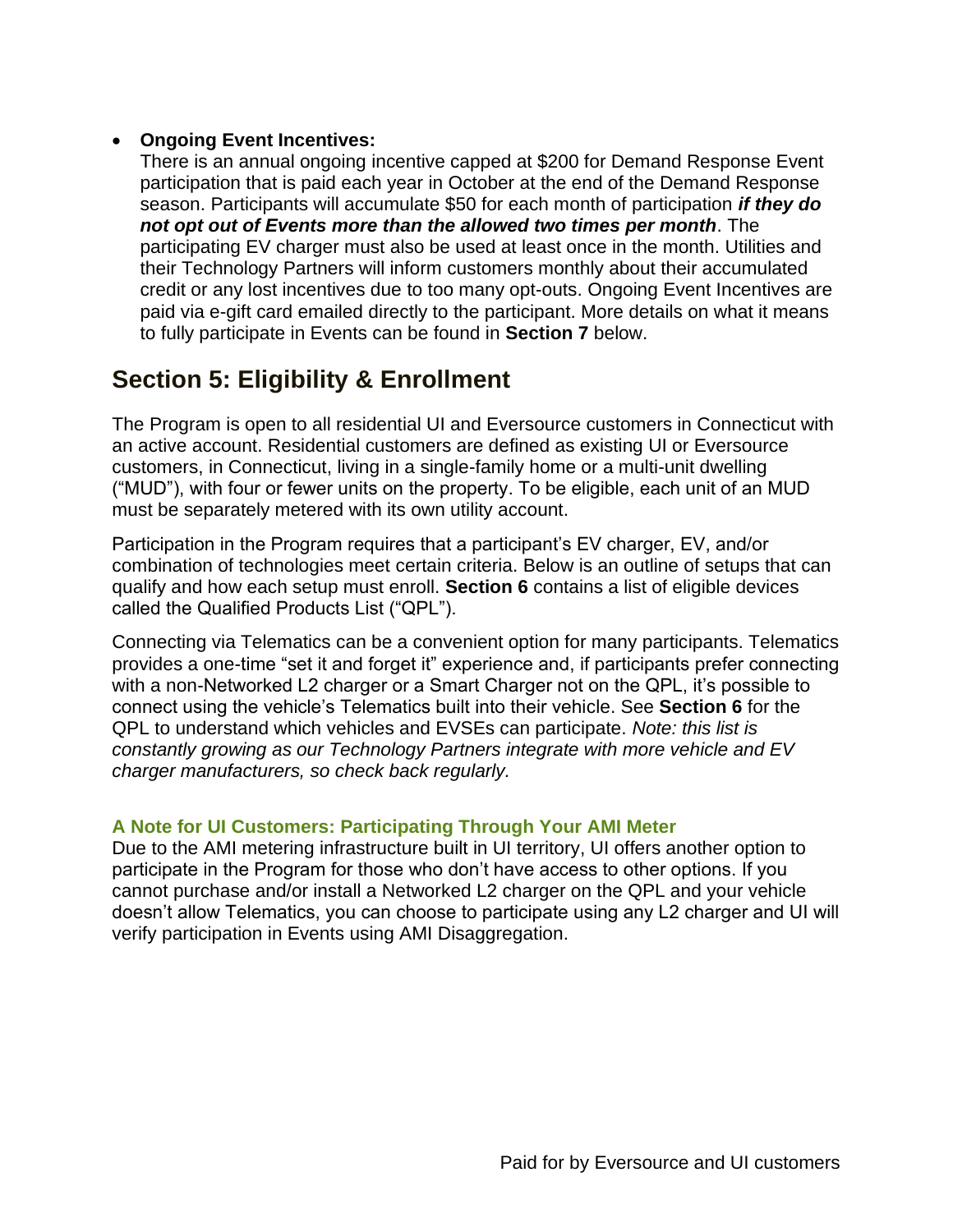- **Ongoing Event Incentives:**
  There is an annual ongoing incentive capped at $200 for Demand Response Event participation that is paid each year in October at the end of the Demand Response season. Participants will accumulate $50 for each month of participation ***if they do not opt out of Events more than the allowed two times per month***. The participating EV charger must also be used at least once in the month. Utilities and their Technology Partners will inform customers monthly about their accumulated credit or any lost incentives due to too many opt-outs. Ongoing Event Incentives are paid via e-gift card emailed directly to the participant. More details on what it means to fully participate in Events can be found in **Section 7** below.

## Section 5: Eligibility & Enrollment

The Program is open to all residential UI and Eversource customers in Connecticut with an active account. Residential customers are defined as existing UI or Eversource customers, in Connecticut, living in a single-family home or a multi-unit dwelling ("MUD"), with four or fewer units on the property. To be eligible, each unit of an MUD must be separately metered with its own utility account.

Participation in the Program requires that a participant's EV charger, EV, and/or combination of technologies meet certain criteria. Below is an outline of setups that can qualify and how each setup must enroll. **Section 6** contains a list of eligible devices called the Qualified Products List ("QPL").

Connecting via Telematics can be a convenient option for many participants. Telematics provides a one-time "set it and forget it" experience and, if participants prefer connecting with a non-Networked L2 charger or a Smart Charger not on the QPL, it's possible to connect using the vehicle's Telematics built into their vehicle. See **Section 6** for the QPL to understand which vehicles and EVSEs can participate. *Note: this list is constantly growing as our Technology Partners integrate with more vehicle and EV charger manufacturers, so check back regularly.*

### A Note for UI Customers: Participating Through Your AMI Meter

Due to the AMI metering infrastructure built in UI territory, UI offers another option to participate in the Program for those who don't have access to other options. If you cannot purchase and/or install a Networked L2 charger on the QPL and your vehicle doesn't allow Telematics, you can choose to participate using any L2 charger and UI will verify participation in Events using AMI Disaggregation.

Paid for by Eversource and UI customers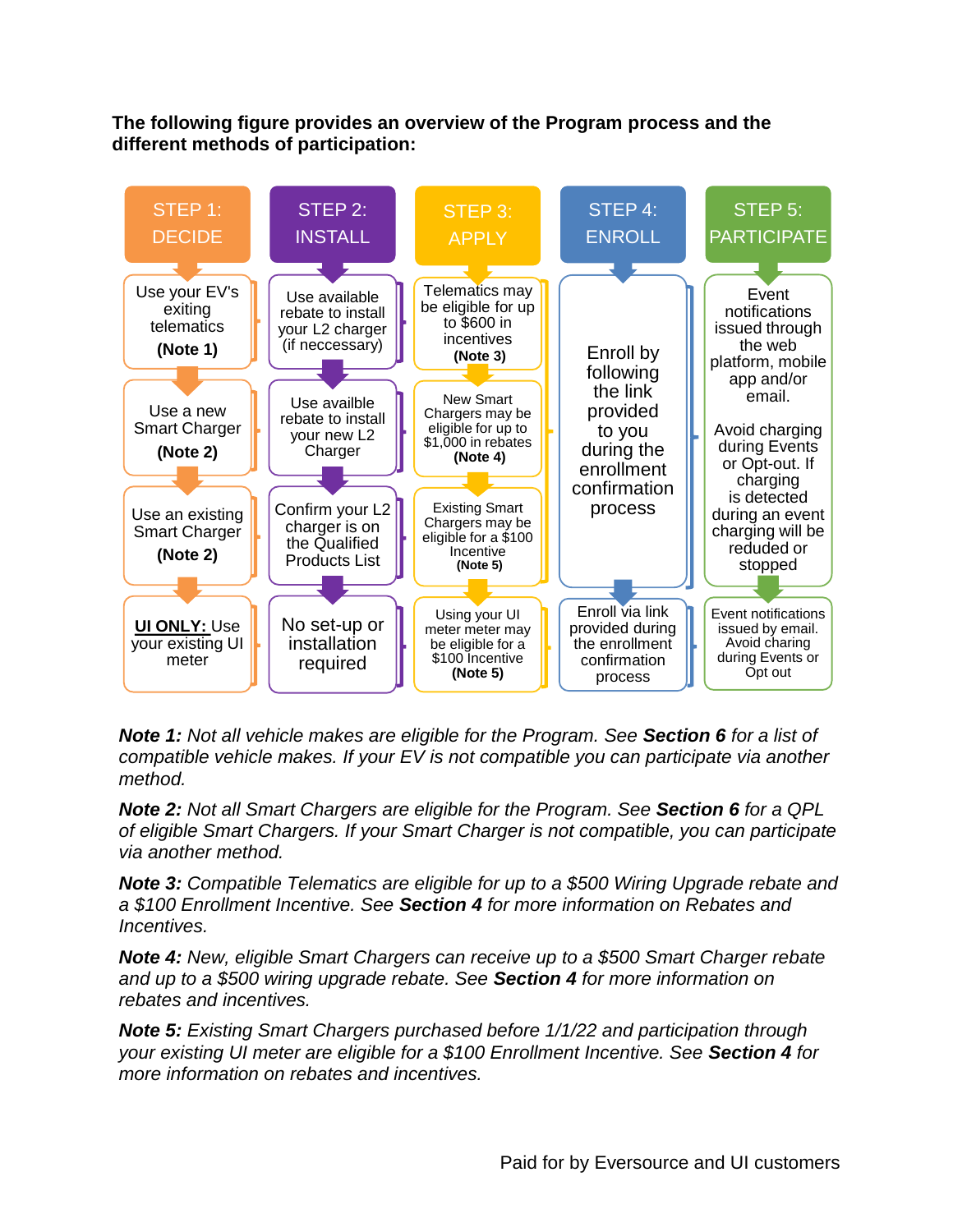**The following figure provides an overview of the Program process and the different methods of participation:**

| STEP 1: DECIDE | STEP 2: INSTALL | STEP 3: APPLY | STEP 4: ENROLL | STEP 5: PARTICIPATE |
|---|---|---|---|---|
| Use your EV's exiting telematics **(Note 1)** | Use available rebate to install your L2 charger (if neccessary) | Telematics may be eligible for up to $600 in incentives **(Note 3)** | Enroll by following the link provided to you during the enrollment confirmation process | Event notifications issued through the web platform, mobile app and/or email. Avoid charging during Events or Opt-out. If charging is detected during an event charging will be reduded or stopped |
| Use a new Smart Charger **(Note 2)** | Use availble rebate to install your new L2 Charger | New Smart Chargers may be eligible for up to $1,000 in rebates **(Note 4)** | | |
| Use an existing Smart Charger **(Note 2)** | Confirm your L2 charger is on the Qualified Products List | Existing Smart Chargers may be eligible for a $100 Incentive **(Note 5)** | | |
| **UI ONLY:** Use your existing UI meter | No set-up or installation required | Using your UI meter meter may be eligible for a $100 Incentive **(Note 5)** | Enroll via link provided during the enrollment confirmation process | Event notifications issued by email. Avoid charing during Events or Opt out |

***Note 1:*** *Not all vehicle makes are eligible for the Program. See* ***Section 6*** *for a list of compatible vehicle makes. If your EV is not compatible you can participate via another method.*

***Note 2:*** *Not all Smart Chargers are eligible for the Program. See* ***Section 6*** *for a QPL of eligible Smart Chargers. If your Smart Charger is not compatible, you can participate via another method.*

***Note 3:*** *Compatible Telematics are eligible for up to a $500 Wiring Upgrade rebate and a $100 Enrollment Incentive. See* ***Section 4*** *for more information on Rebates and Incentives.*

***Note 4:*** *New, eligible Smart Chargers can receive up to a $500 Smart Charger rebate and up to a $500 wiring upgrade rebate. See* ***Section 4*** *for more information on rebates and incentives.*

***Note 5:*** *Existing Smart Chargers purchased before 1/1/22 and participation through your existing UI meter are eligible for a $100 Enrollment Incentive. See* ***Section 4*** *for more information on rebates and incentives.*

Paid for by Eversource and UI customers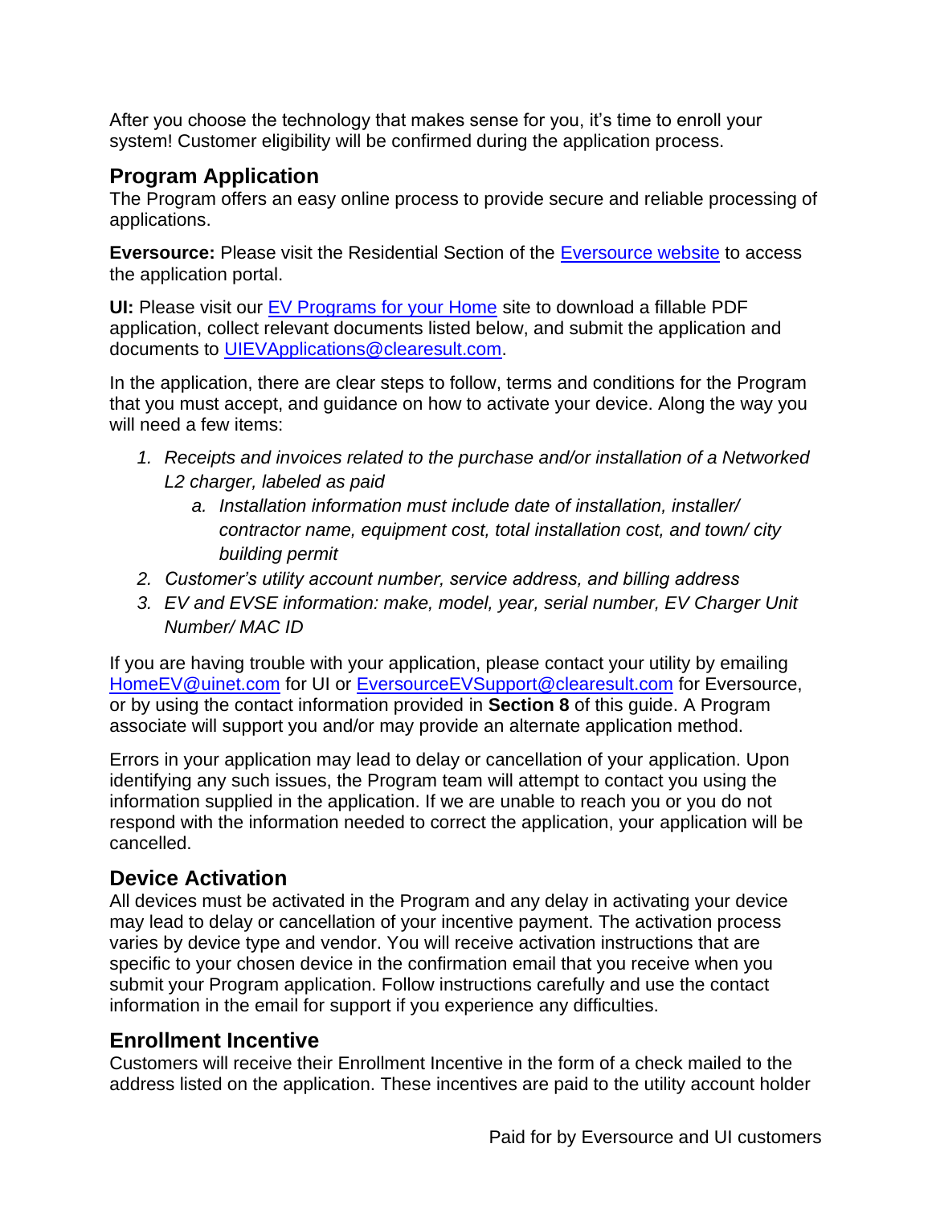After you choose the technology that makes sense for you, it's time to enroll your system! Customer eligibility will be confirmed during the application process.

## Program Application

The Program offers an easy online process to provide secure and reliable processing of applications.

**Eversource:** Please visit the Residential Section of the Eversource website to access the application portal.

**UI:** Please visit our EV Programs for your Home site to download a fillable PDF application, collect relevant documents listed below, and submit the application and documents to UIEVApplications@clearesult.com.

In the application, there are clear steps to follow, terms and conditions for the Program that you must accept, and guidance on how to activate your device. Along the way you will need a few items:

1. *Receipts and invoices related to the purchase and/or installation of a Networked L2 charger, labeled as paid*
   a. *Installation information must include date of installation, installer/ contractor name, equipment cost, total installation cost, and town/ city building permit*
2. *Customer's utility account number, service address, and billing address*
3. *EV and EVSE information: make, model, year, serial number, EV Charger Unit Number/ MAC ID*

If you are having trouble with your application, please contact your utility by emailing HomeEV@uinet.com for UI or EversourceEVSupport@clearesult.com for Eversource, or by using the contact information provided in **Section 8** of this guide. A Program associate will support you and/or may provide an alternate application method.

Errors in your application may lead to delay or cancellation of your application. Upon identifying any such issues, the Program team will attempt to contact you using the information supplied in the application. If we are unable to reach you or you do not respond with the information needed to correct the application, your application will be cancelled.

## Device Activation

All devices must be activated in the Program and any delay in activating your device may lead to delay or cancellation of your incentive payment. The activation process varies by device type and vendor. You will receive activation instructions that are specific to your chosen device in the confirmation email that you receive when you submit your Program application. Follow instructions carefully and use the contact information in the email for support if you experience any difficulties.

## Enrollment Incentive

Customers will receive their Enrollment Incentive in the form of a check mailed to the address listed on the application. These incentives are paid to the utility account holder

Paid for by Eversource and UI customers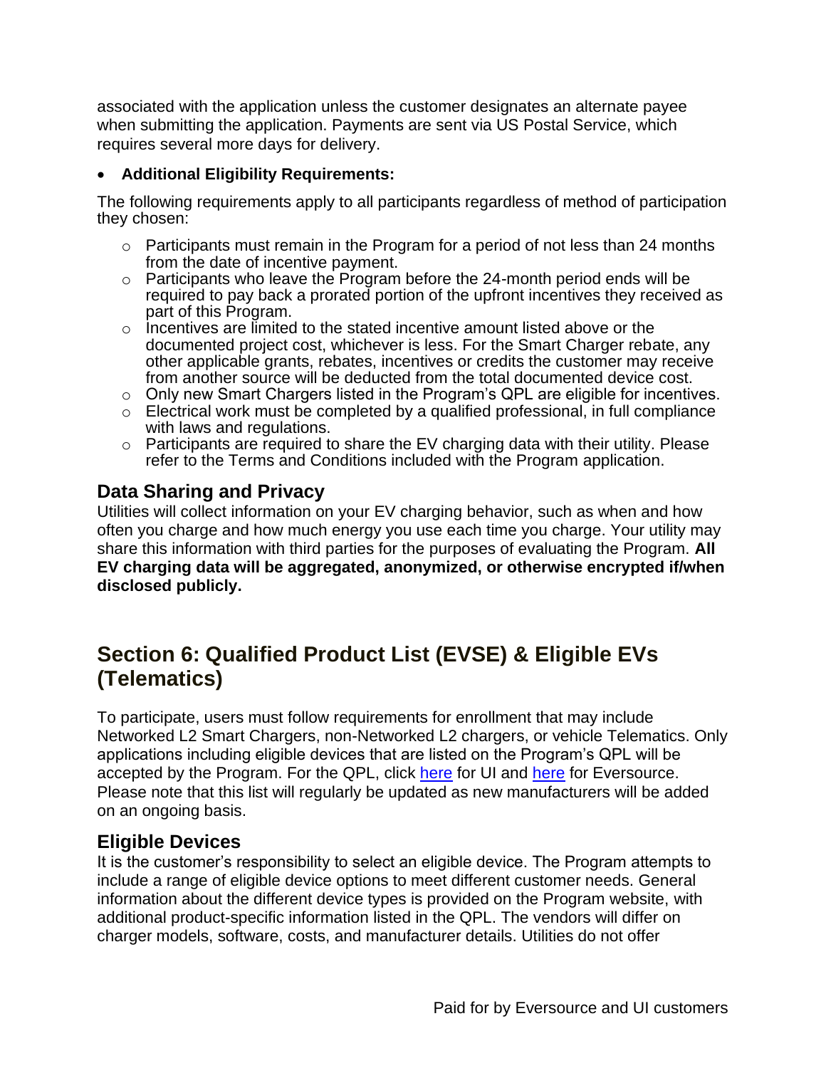associated with the application unless the customer designates an alternate payee when submitting the application. Payments are sent via US Postal Service, which requires several more days for delivery.

- **Additional Eligibility Requirements:**

The following requirements apply to all participants regardless of method of participation they chosen:

- Participants must remain in the Program for a period of not less than 24 months from the date of incentive payment.
- Participants who leave the Program before the 24-month period ends will be required to pay back a prorated portion of the upfront incentives they received as part of this Program.
- Incentives are limited to the stated incentive amount listed above or the documented project cost, whichever is less. For the Smart Charger rebate, any other applicable grants, rebates, incentives or credits the customer may receive from another source will be deducted from the total documented device cost.
- Only new Smart Chargers listed in the Program's QPL are eligible for incentives.
- Electrical work must be completed by a qualified professional, in full compliance with laws and regulations.
- Participants are required to share the EV charging data with their utility. Please refer to the Terms and Conditions included with the Program application.

### Data Sharing and Privacy

Utilities will collect information on your EV charging behavior, such as when and how often you charge and how much energy you use each time you charge. Your utility may share this information with third parties for the purposes of evaluating the Program. **All EV charging data will be aggregated, anonymized, or otherwise encrypted if/when disclosed publicly.**

## Section 6: Qualified Product List (EVSE) & Eligible EVs (Telematics)

To participate, users must follow requirements for enrollment that may include Networked L2 Smart Chargers, non-Networked L2 chargers, or vehicle Telematics. Only applications including eligible devices that are listed on the Program's QPL will be accepted by the Program. For the QPL, click here for UI and here for Eversource. Please note that this list will regularly be updated as new manufacturers will be added on an ongoing basis.

### Eligible Devices

It is the customer's responsibility to select an eligible device. The Program attempts to include a range of eligible device options to meet different customer needs. General information about the different device types is provided on the Program website, with additional product-specific information listed in the QPL. The vendors will differ on charger models, software, costs, and manufacturer details. Utilities do not offer

Paid for by Eversource and UI customers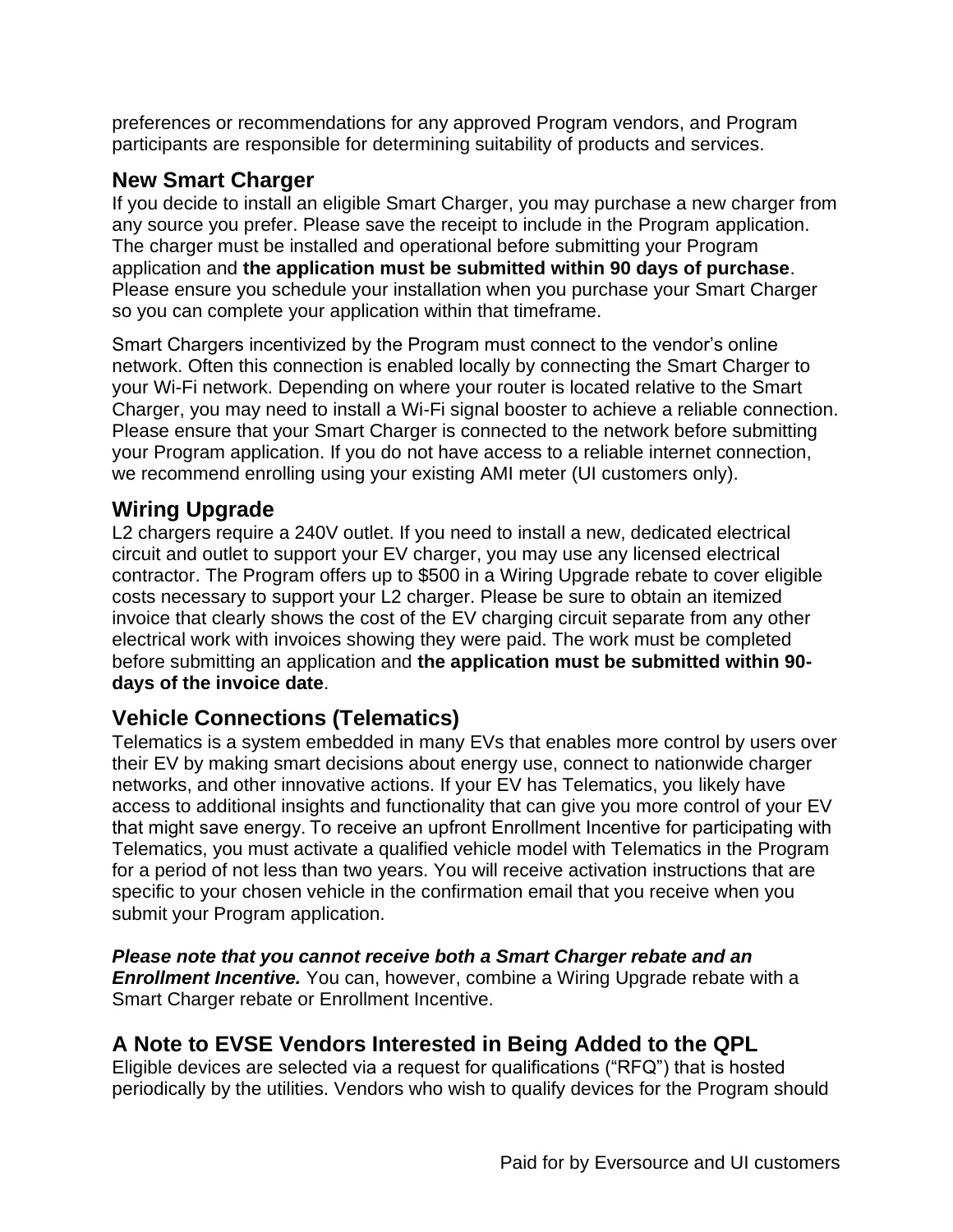preferences or recommendations for any approved Program vendors, and Program participants are responsible for determining suitability of products and services.

## New Smart Charger

If you decide to install an eligible Smart Charger, you may purchase a new charger from any source you prefer. Please save the receipt to include in the Program application. The charger must be installed and operational before submitting your Program application and **the application must be submitted within 90 days of purchase**. Please ensure you schedule your installation when you purchase your Smart Charger so you can complete your application within that timeframe.

Smart Chargers incentivized by the Program must connect to the vendor's online network. Often this connection is enabled locally by connecting the Smart Charger to your Wi-Fi network. Depending on where your router is located relative to the Smart Charger, you may need to install a Wi-Fi signal booster to achieve a reliable connection. Please ensure that your Smart Charger is connected to the network before submitting your Program application. If you do not have access to a reliable internet connection, we recommend enrolling using your existing AMI meter (UI customers only).

## Wiring Upgrade

L2 chargers require a 240V outlet. If you need to install a new, dedicated electrical circuit and outlet to support your EV charger, you may use any licensed electrical contractor. The Program offers up to $500 in a Wiring Upgrade rebate to cover eligible costs necessary to support your L2 charger. Please be sure to obtain an itemized invoice that clearly shows the cost of the EV charging circuit separate from any other electrical work with invoices showing they were paid. The work must be completed before submitting an application and **the application must be submitted within 90-days of the invoice date**.

## Vehicle Connections (Telematics)

Telematics is a system embedded in many EVs that enables more control by users over their EV by making smart decisions about energy use, connect to nationwide charger networks, and other innovative actions. If your EV has Telematics, you likely have access to additional insights and functionality that can give you more control of your EV that might save energy. To receive an upfront Enrollment Incentive for participating with Telematics, you must activate a qualified vehicle model with Telematics in the Program for a period of not less than two years. You will receive activation instructions that are specific to your chosen vehicle in the confirmation email that you receive when you submit your Program application.

***Please note that you cannot receive both a Smart Charger rebate and an Enrollment Incentive.*** You can, however, combine a Wiring Upgrade rebate with a Smart Charger rebate or Enrollment Incentive.

## A Note to EVSE Vendors Interested in Being Added to the QPL

Eligible devices are selected via a request for qualifications ("RFQ") that is hosted periodically by the utilities. Vendors who wish to qualify devices for the Program should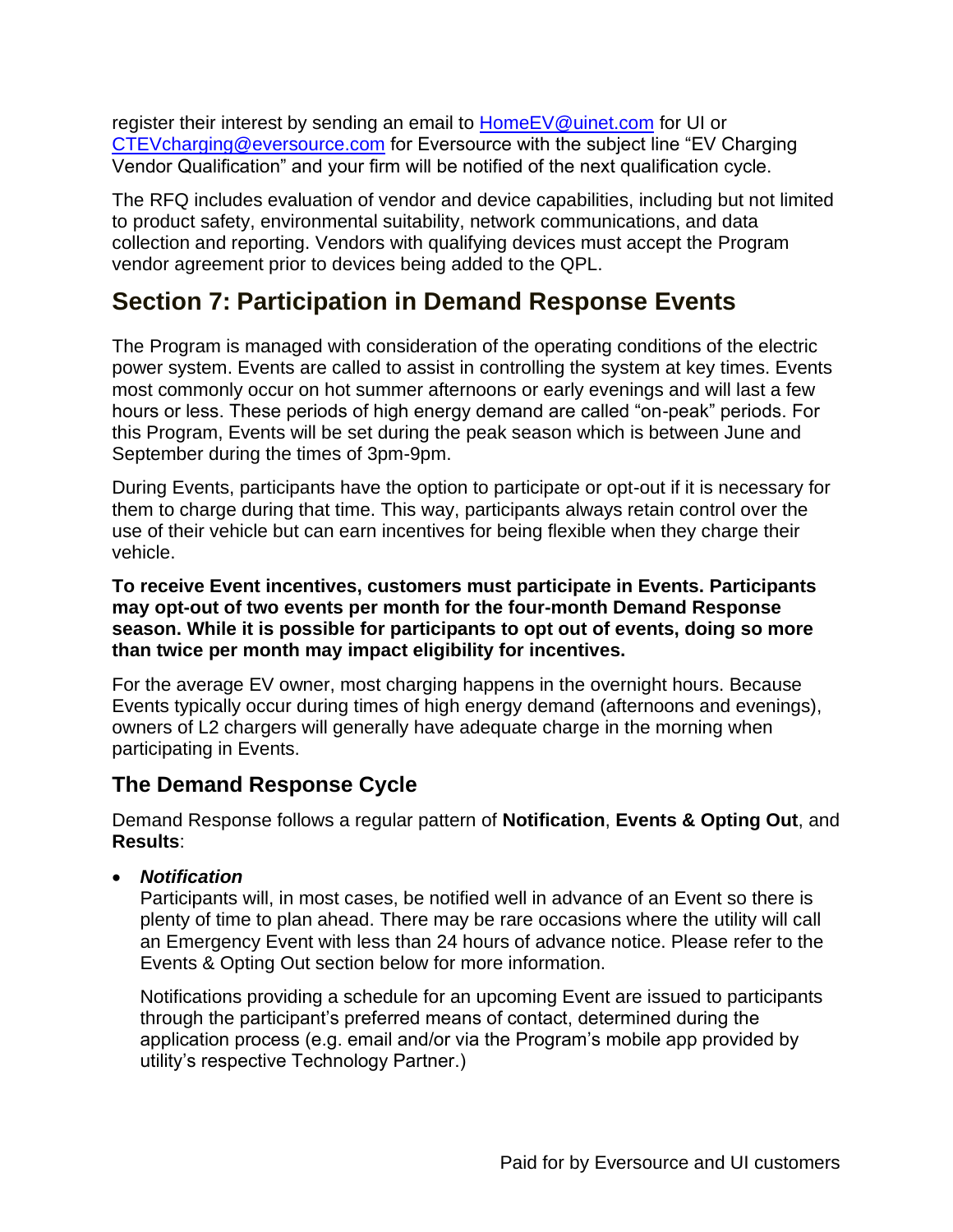register their interest by sending an email to [HomeEV@uinet.com](mailto:HomeEV@uinet.com) for UI or [CTEVcharging@eversource.com](mailto:CTEVcharging@eversource.com) for Eversource with the subject line "EV Charging Vendor Qualification" and your firm will be notified of the next qualification cycle.

The RFQ includes evaluation of vendor and device capabilities, including but not limited to product safety, environmental suitability, network communications, and data collection and reporting. Vendors with qualifying devices must accept the Program vendor agreement prior to devices being added to the QPL.

# Section 7: Participation in Demand Response Events

The Program is managed with consideration of the operating conditions of the electric power system. Events are called to assist in controlling the system at key times. Events most commonly occur on hot summer afternoons or early evenings and will last a few hours or less. These periods of high energy demand are called "on-peak" periods. For this Program, Events will be set during the peak season which is between June and September during the times of 3pm-9pm.

During Events, participants have the option to participate or opt-out if it is necessary for them to charge during that time. This way, participants always retain control over the use of their vehicle but can earn incentives for being flexible when they charge their vehicle.

**To receive Event incentives, customers must participate in Events. Participants may opt-out of two events per month for the four-month Demand Response season. While it is possible for participants to opt out of events, doing so more than twice per month may impact eligibility for incentives.**

For the average EV owner, most charging happens in the overnight hours. Because Events typically occur during times of high energy demand (afternoons and evenings), owners of L2 chargers will generally have adequate charge in the morning when participating in Events.

## The Demand Response Cycle

Demand Response follows a regular pattern of **Notification**, **Events & Opting Out**, and **Results**:

- ***Notification***

  Participants will, in most cases, be notified well in advance of an Event so there is plenty of time to plan ahead. There may be rare occasions where the utility will call an Emergency Event with less than 24 hours of advance notice. Please refer to the Events & Opting Out section below for more information.

  Notifications providing a schedule for an upcoming Event are issued to participants through the participant's preferred means of contact, determined during the application process (e.g. email and/or via the Program's mobile app provided by utility's respective Technology Partner.)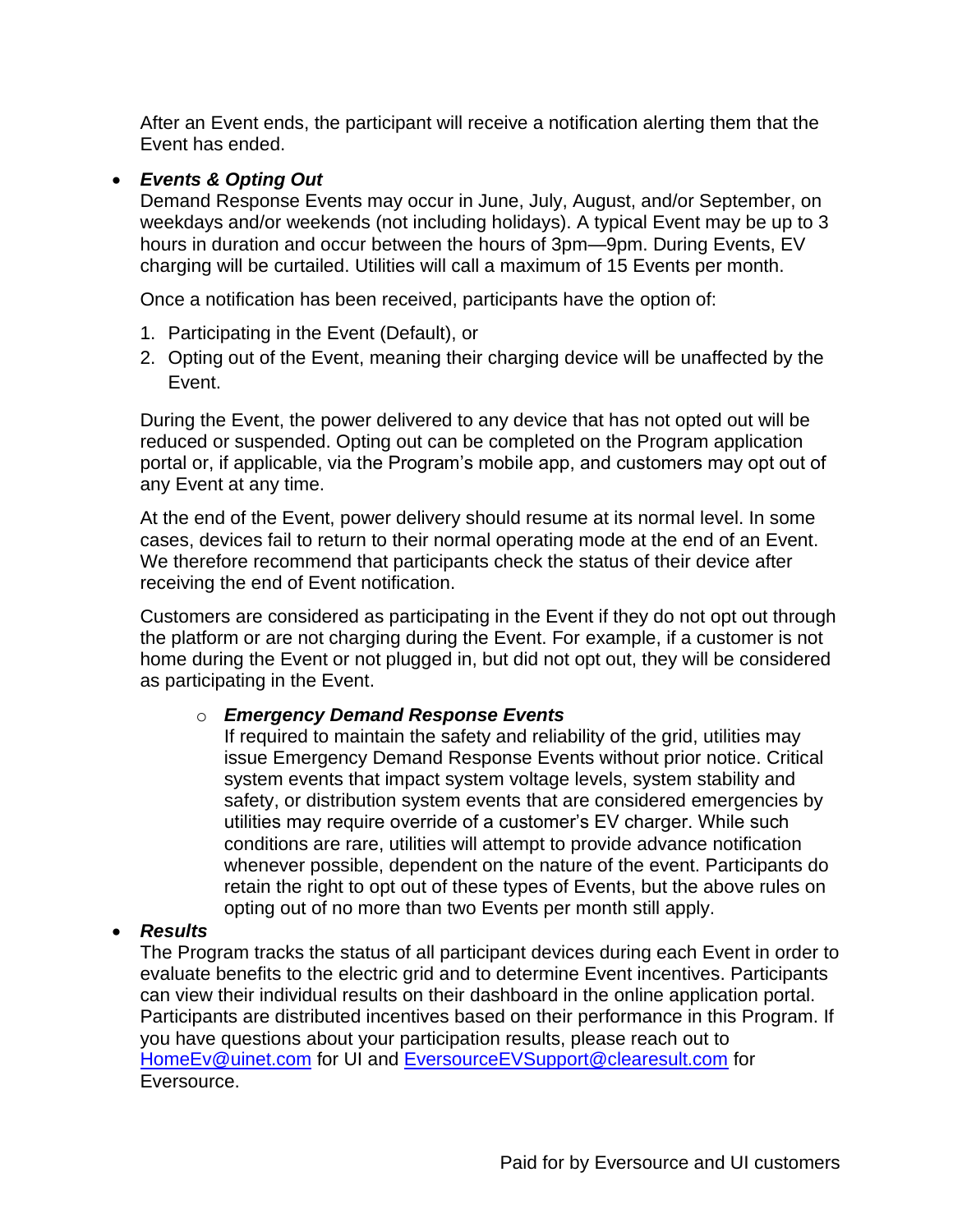After an Event ends, the participant will receive a notification alerting them that the Event has ended.

- ***Events & Opting Out***
  Demand Response Events may occur in June, July, August, and/or September, on weekdays and/or weekends (not including holidays). A typical Event may be up to 3 hours in duration and occur between the hours of 3pm—9pm. During Events, EV charging will be curtailed. Utilities will call a maximum of 15 Events per month.

  Once a notification has been received, participants have the option of:

  1. Participating in the Event (Default), or
  2. Opting out of the Event, meaning their charging device will be unaffected by the Event.

  During the Event, the power delivered to any device that has not opted out will be reduced or suspended. Opting out can be completed on the Program application portal or, if applicable, via the Program's mobile app, and customers may opt out of any Event at any time.

  At the end of the Event, power delivery should resume at its normal level. In some cases, devices fail to return to their normal operating mode at the end of an Event. We therefore recommend that participants check the status of their device after receiving the end of Event notification.

  Customers are considered as participating in the Event if they do not opt out through the platform or are not charging during the Event. For example, if a customer is not home during the Event or not plugged in, but did not opt out, they will be considered as participating in the Event.

  - ***Emergency Demand Response Events***
    If required to maintain the safety and reliability of the grid, utilities may issue Emergency Demand Response Events without prior notice. Critical system events that impact system voltage levels, system stability and safety, or distribution system events that are considered emergencies by utilities may require override of a customer's EV charger. While such conditions are rare, utilities will attempt to provide advance notification whenever possible, dependent on the nature of the event. Participants do retain the right to opt out of these types of Events, but the above rules on opting out of no more than two Events per month still apply.

- ***Results***
  The Program tracks the status of all participant devices during each Event in order to evaluate benefits to the electric grid and to determine Event incentives. Participants can view their individual results on their dashboard in the online application portal. Participants are distributed incentives based on their performance in this Program. If you have questions about your participation results, please reach out to HomeEv@uinet.com for UI and EversourceEVSupport@clearesult.com for Eversource.

Paid for by Eversource and UI customers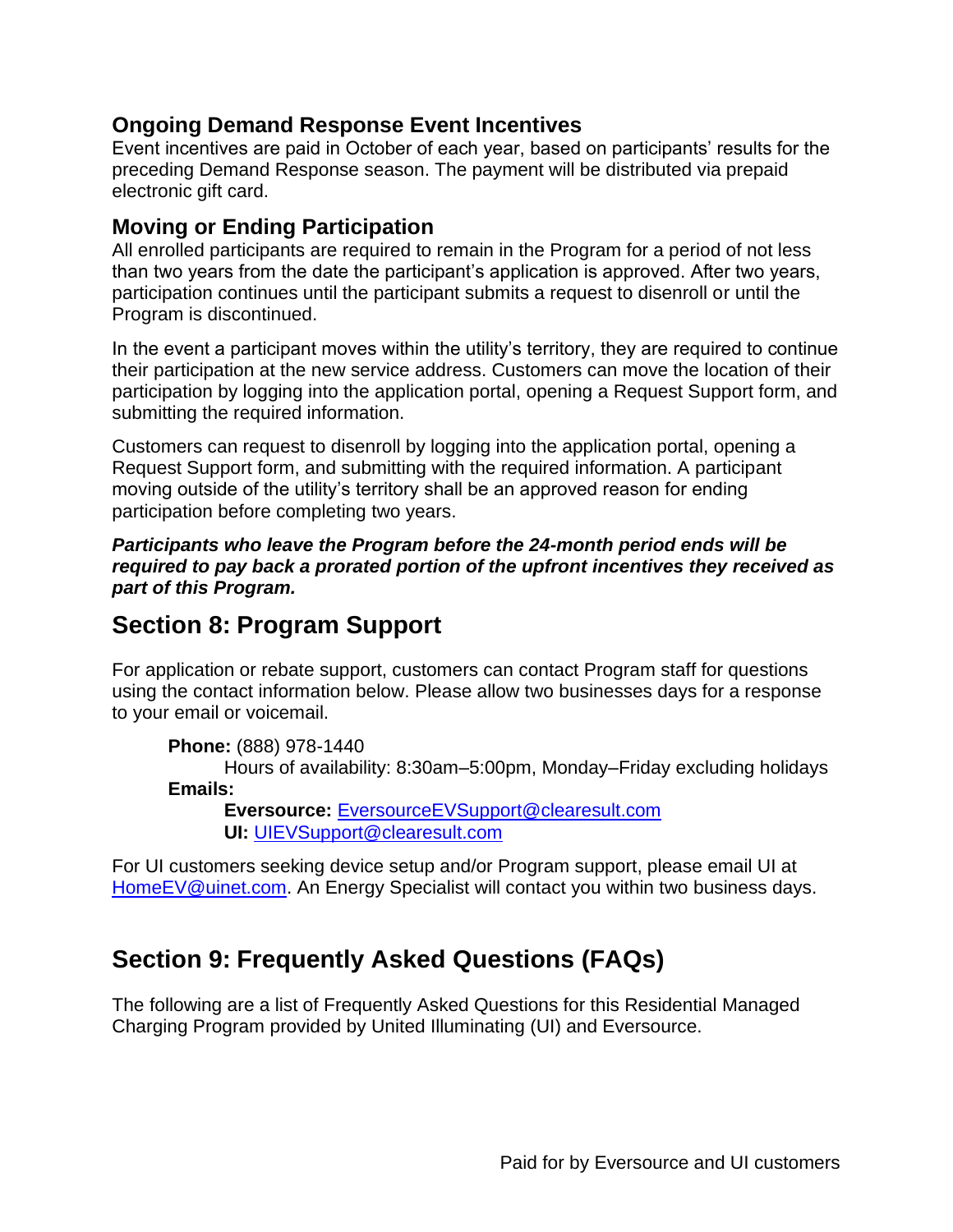### Ongoing Demand Response Event Incentives

Event incentives are paid in October of each year, based on participants' results for the preceding Demand Response season. The payment will be distributed via prepaid electronic gift card.

### Moving or Ending Participation

All enrolled participants are required to remain in the Program for a period of not less than two years from the date the participant's application is approved. After two years, participation continues until the participant submits a request to disenroll or until the Program is discontinued.

In the event a participant moves within the utility's territory, they are required to continue their participation at the new service address. Customers can move the location of their participation by logging into the application portal, opening a Request Support form, and submitting the required information.

Customers can request to disenroll by logging into the application portal, opening a Request Support form, and submitting with the required information. A participant moving outside of the utility's territory shall be an approved reason for ending participation before completing two years.

***Participants who leave the Program before the 24-month period ends will be required to pay back a prorated portion of the upfront incentives they received as part of this Program.***

## Section 8: Program Support

For application or rebate support, customers can contact Program staff for questions using the contact information below. Please allow two businesses days for a response to your email or voicemail.

**Phone:** (888) 978-1440
Hours of availability: 8:30am–5:00pm, Monday–Friday excluding holidays
**Emails:**
**Eversource:** EversourceEVSupport@clearesult.com
**UI:** UIEVSupport@clearesult.com

For UI customers seeking device setup and/or Program support, please email UI at HomeEV@uinet.com. An Energy Specialist will contact you within two business days.

## Section 9: Frequently Asked Questions (FAQs)

The following are a list of Frequently Asked Questions for this Residential Managed Charging Program provided by United Illuminating (UI) and Eversource.

Paid for by Eversource and UI customers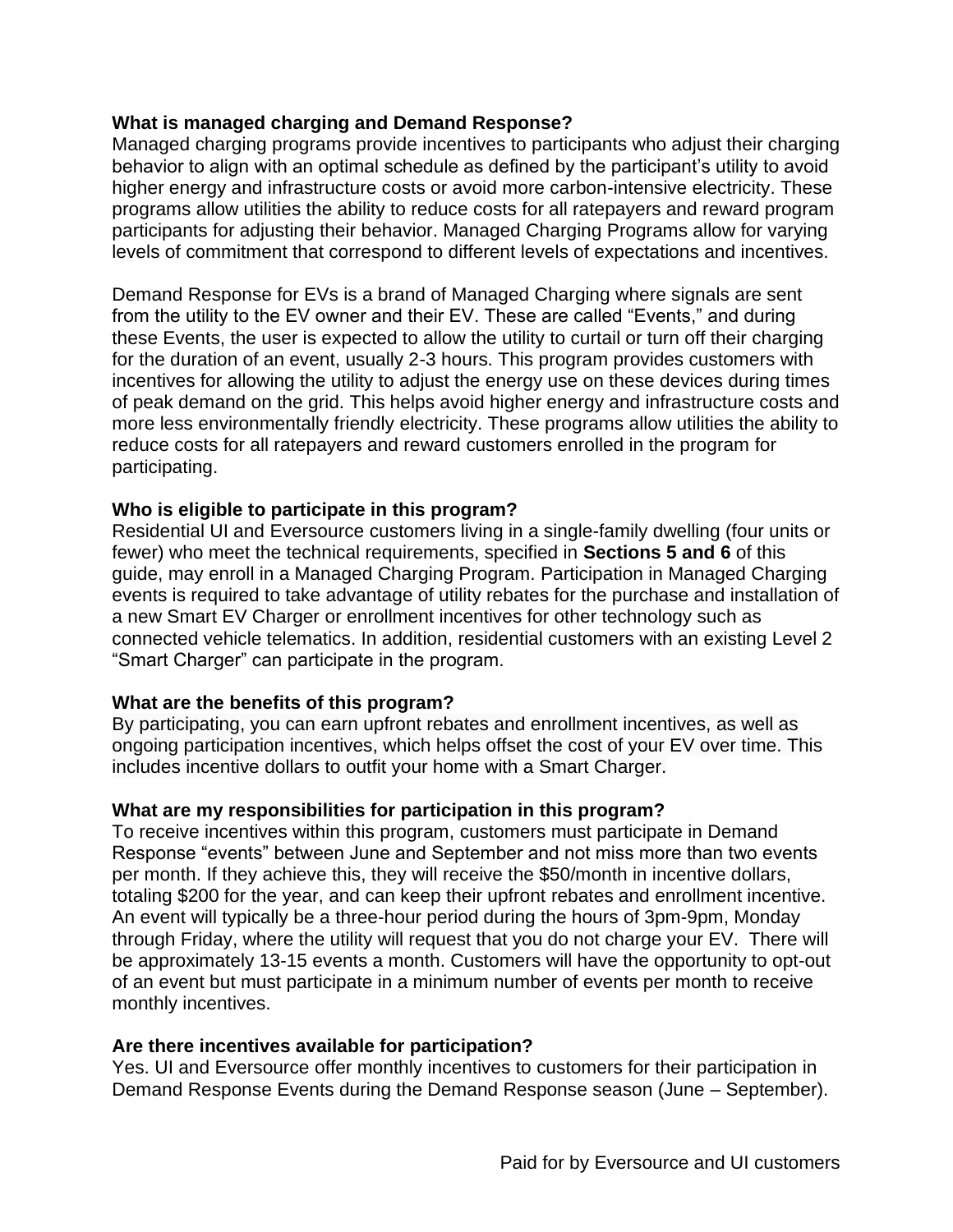**What is managed charging and Demand Response?**

Managed charging programs provide incentives to participants who adjust their charging behavior to align with an optimal schedule as defined by the participant's utility to avoid higher energy and infrastructure costs or avoid more carbon-intensive electricity. These programs allow utilities the ability to reduce costs for all ratepayers and reward program participants for adjusting their behavior. Managed Charging Programs allow for varying levels of commitment that correspond to different levels of expectations and incentives.

Demand Response for EVs is a brand of Managed Charging where signals are sent from the utility to the EV owner and their EV. These are called "Events," and during these Events, the user is expected to allow the utility to curtail or turn off their charging for the duration of an event, usually 2-3 hours. This program provides customers with incentives for allowing the utility to adjust the energy use on these devices during times of peak demand on the grid. This helps avoid higher energy and infrastructure costs and more less environmentally friendly electricity. These programs allow utilities the ability to reduce costs for all ratepayers and reward customers enrolled in the program for participating.

**Who is eligible to participate in this program?**

Residential UI and Eversource customers living in a single-family dwelling (four units or fewer) who meet the technical requirements, specified in **Sections 5 and 6** of this guide, may enroll in a Managed Charging Program. Participation in Managed Charging events is required to take advantage of utility rebates for the purchase and installation of a new Smart EV Charger or enrollment incentives for other technology such as connected vehicle telematics. In addition, residential customers with an existing Level 2 "Smart Charger" can participate in the program.

**What are the benefits of this program?**

By participating, you can earn upfront rebates and enrollment incentives, as well as ongoing participation incentives, which helps offset the cost of your EV over time. This includes incentive dollars to outfit your home with a Smart Charger.

**What are my responsibilities for participation in this program?**

To receive incentives within this program, customers must participate in Demand Response "events" between June and September and not miss more than two events per month. If they achieve this, they will receive the $50/month in incentive dollars, totaling $200 for the year, and can keep their upfront rebates and enrollment incentive. An event will typically be a three-hour period during the hours of 3pm-9pm, Monday through Friday, where the utility will request that you do not charge your EV. There will be approximately 13-15 events a month. Customers will have the opportunity to opt-out of an event but must participate in a minimum number of events per month to receive monthly incentives.

**Are there incentives available for participation?**

Yes. UI and Eversource offer monthly incentives to customers for their participation in Demand Response Events during the Demand Response season (June – September).

Paid for by Eversource and UI customers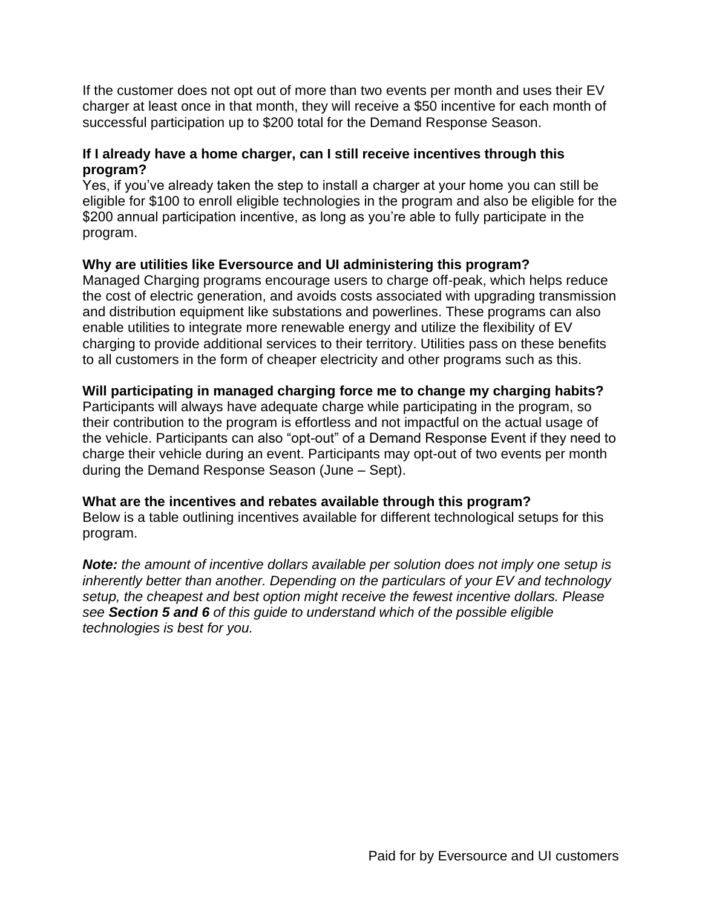If the customer does not opt out of more than two events per month and uses their EV charger at least once in that month, they will receive a $50 incentive for each month of successful participation up to $200 total for the Demand Response Season.

**If I already have a home charger, can I still receive incentives through this program?**

Yes, if you've already taken the step to install a charger at your home you can still be eligible for $100 to enroll eligible technologies in the program and also be eligible for the $200 annual participation incentive, as long as you're able to fully participate in the program.

**Why are utilities like Eversource and UI administering this program?**

Managed Charging programs encourage users to charge off-peak, which helps reduce the cost of electric generation, and avoids costs associated with upgrading transmission and distribution equipment like substations and powerlines. These programs can also enable utilities to integrate more renewable energy and utilize the flexibility of EV charging to provide additional services to their territory. Utilities pass on these benefits to all customers in the form of cheaper electricity and other programs such as this.

**Will participating in managed charging force me to change my charging habits?**

Participants will always have adequate charge while participating in the program, so their contribution to the program is effortless and not impactful on the actual usage of the vehicle. Participants can also "opt-out" of a Demand Response Event if they need to charge their vehicle during an event. Participants may opt-out of two events per month during the Demand Response Season (June – Sept).

**What are the incentives and rebates available through this program?**

Below is a table outlining incentives available for different technological setups for this program.

***Note:*** *the amount of incentive dollars available per solution does not imply one setup is inherently better than another. Depending on the particulars of your EV and technology setup, the cheapest and best option might receive the fewest incentive dollars. Please see* ***Section 5 and 6*** *of this guide to understand which of the possible eligible technologies is best for you.*

Paid for by Eversource and UI customers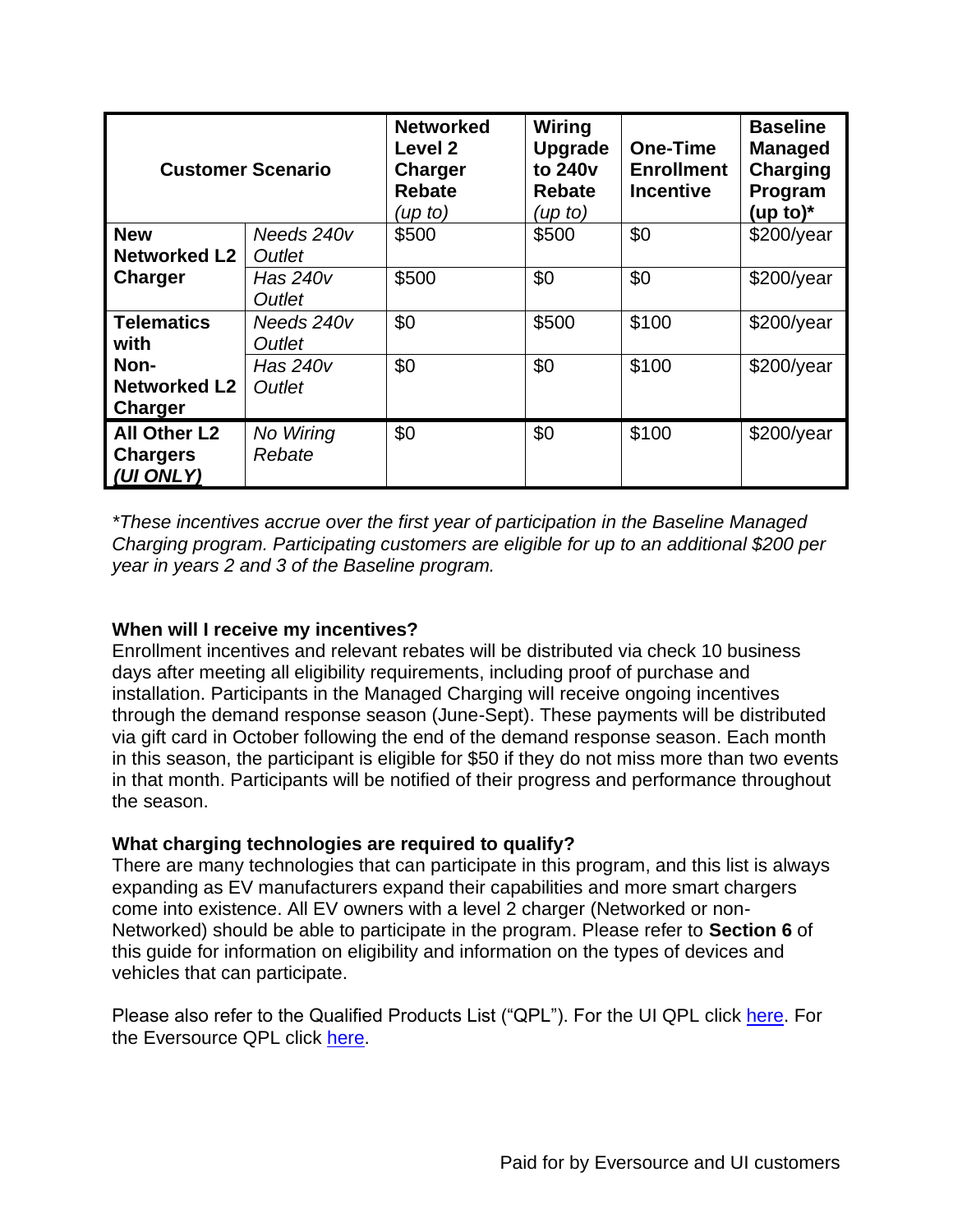| Customer Scenario | | Networked Level 2 Charger Rebate *(up to)* | Wiring Upgrade to 240v Rebate *(up to)* | One-Time Enrollment Incentive | Baseline Managed Charging Program (up to)* |
|---|---|---|---|---|---|
| **New Networked L2 Charger** | *Needs 240v Outlet* | $500 | $500 | $0 | $200/year |
| | *Has 240v Outlet* | $500 | $0 | $0 | $200/year |
| **Telematics with Non-Networked L2 Charger** | *Needs 240v Outlet* | $0 | $500 | $100 | $200/year |
| | *Has 240v Outlet* | $0 | $0 | $100 | $200/year |
| **All Other L2 Chargers *(UI ONLY)*** | *No Wiring Rebate* | $0 | $0 | $100 | $200/year |

*These incentives accrue over the first year of participation in the Baseline Managed Charging program. Participating customers are eligible for up to an additional $200 per year in years 2 and 3 of the Baseline program.*

**When will I receive my incentives?**

Enrollment incentives and relevant rebates will be distributed via check 10 business days after meeting all eligibility requirements, including proof of purchase and installation. Participants in the Managed Charging will receive ongoing incentives through the demand response season (June-Sept). These payments will be distributed via gift card in October following the end of the demand response season. Each month in this season, the participant is eligible for $50 if they do not miss more than two events in that month. Participants will be notified of their progress and performance throughout the season.

**What charging technologies are required to qualify?**

There are many technologies that can participate in this program, and this list is always expanding as EV manufacturers expand their capabilities and more smart chargers come into existence. All EV owners with a level 2 charger (Networked or non-Networked) should be able to participate in the program. Please refer to **Section 6** of this guide for information on eligibility and information on the types of devices and vehicles that can participate.

Please also refer to the Qualified Products List ("QPL"). For the UI QPL click here. For the Eversource QPL click here.

Paid for by Eversource and UI customers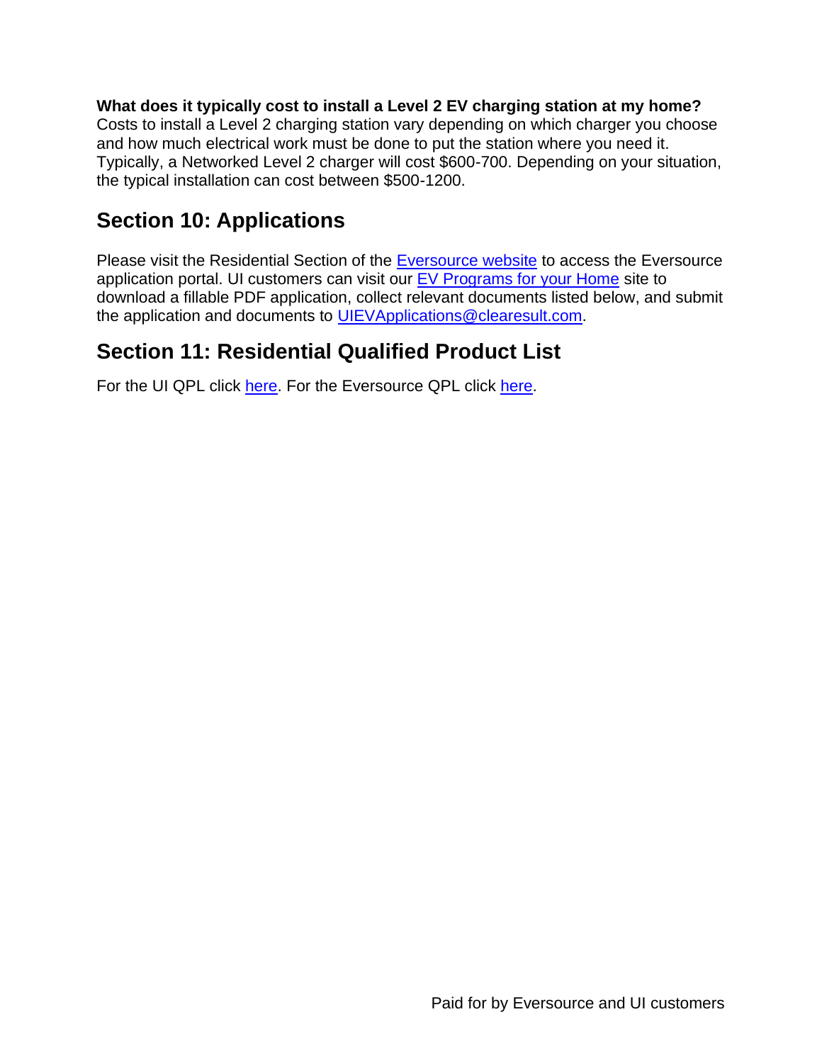**What does it typically cost to install a Level 2 EV charging station at my home?**
Costs to install a Level 2 charging station vary depending on which charger you choose and how much electrical work must be done to put the station where you need it. Typically, a Networked Level 2 charger will cost $600-700. Depending on your situation, the typical installation can cost between $500-1200.

## Section 10: Applications

Please visit the Residential Section of the Eversource website to access the Eversource application portal. UI customers can visit our EV Programs for your Home site to download a fillable PDF application, collect relevant documents listed below, and submit the application and documents to UIEVApplications@clearesult.com.

## Section 11: Residential Qualified Product List

For the UI QPL click here. For the Eversource QPL click here.

Paid for by Eversource and UI customers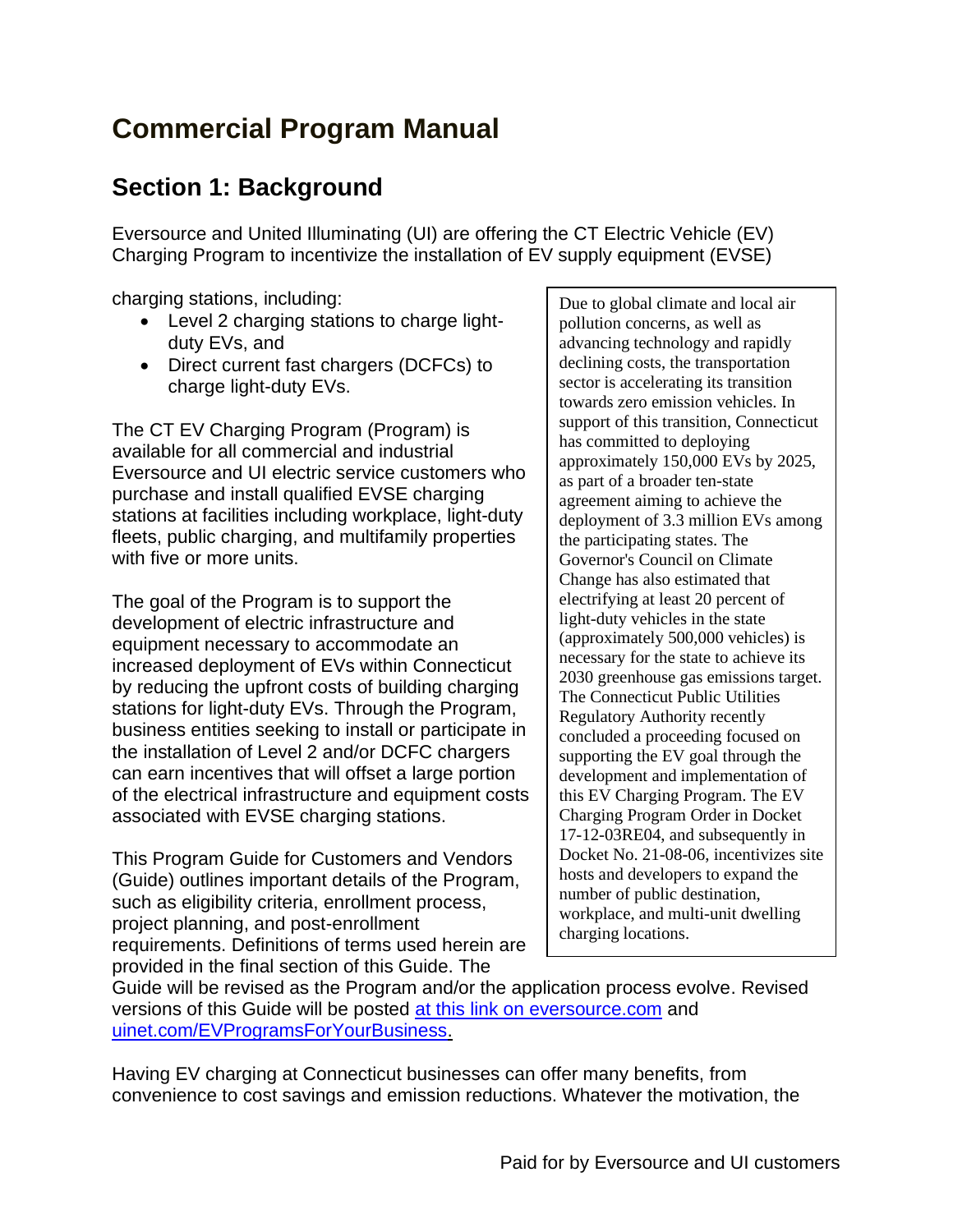# Commercial Program Manual

## Section 1: Background

Eversource and United Illuminating (UI) are offering the CT Electric Vehicle (EV) Charging Program to incentivize the installation of EV supply equipment (EVSE) charging stations, including:

- Level 2 charging stations to charge light-duty EVs, and
- Direct current fast chargers (DCFCs) to charge light-duty EVs.

The CT EV Charging Program (Program) is available for all commercial and industrial Eversource and UI electric service customers who purchase and install qualified EVSE charging stations at facilities including workplace, light-duty fleets, public charging, and multifamily properties with five or more units.

The goal of the Program is to support the development of electric infrastructure and equipment necessary to accommodate an increased deployment of EVs within Connecticut by reducing the upfront costs of building charging stations for light-duty EVs. Through the Program, business entities seeking to install or participate in the installation of Level 2 and/or DCFC chargers can earn incentives that will offset a large portion of the electrical infrastructure and equipment costs associated with EVSE charging stations.

This Program Guide for Customers and Vendors (Guide) outlines important details of the Program, such as eligibility criteria, enrollment process, project planning, and post-enrollment requirements. Definitions of terms used herein are provided in the final section of this Guide. The Guide will be revised as the Program and/or the application process evolve. Revised versions of this Guide will be posted [at this link on eversource.com]() and [uinet.com/EVProgramsForYourBusiness.]()

> Due to global climate and local air pollution concerns, as well as advancing technology and rapidly declining costs, the transportation sector is accelerating its transition towards zero emission vehicles. In support of this transition, Connecticut has committed to deploying approximately 150,000 EVs by 2025, as part of a broader ten-state agreement aiming to achieve the deployment of 3.3 million EVs among the participating states. The Governor's Council on Climate Change has also estimated that electrifying at least 20 percent of light-duty vehicles in the state (approximately 500,000 vehicles) is necessary for the state to achieve its 2030 greenhouse gas emissions target. The Connecticut Public Utilities Regulatory Authority recently concluded a proceeding focused on supporting the EV goal through the development and implementation of this EV Charging Program. The EV Charging Program Order in Docket 17-12-03RE04, and subsequently in Docket No. 21-08-06, incentivizes site hosts and developers to expand the number of public destination, workplace, and multi-unit dwelling charging locations.

Having EV charging at Connecticut businesses can offer many benefits, from convenience to cost savings and emission reductions. Whatever the motivation, the

Paid for by Eversource and UI customers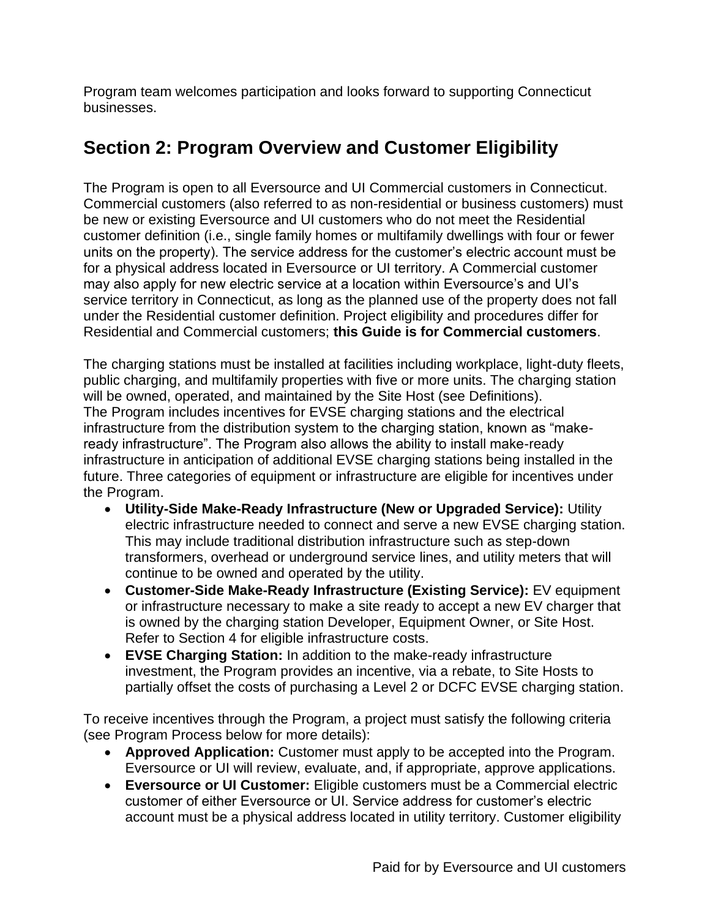Program team welcomes participation and looks forward to supporting Connecticut businesses.

## Section 2: Program Overview and Customer Eligibility

The Program is open to all Eversource and UI Commercial customers in Connecticut. Commercial customers (also referred to as non-residential or business customers) must be new or existing Eversource and UI customers who do not meet the Residential customer definition (i.e., single family homes or multifamily dwellings with four or fewer units on the property). The service address for the customer's electric account must be for a physical address located in Eversource or UI territory. A Commercial customer may also apply for new electric service at a location within Eversource's and UI's service territory in Connecticut, as long as the planned use of the property does not fall under the Residential customer definition. Project eligibility and procedures differ for Residential and Commercial customers; **this Guide is for Commercial customers**.

The charging stations must be installed at facilities including workplace, light-duty fleets, public charging, and multifamily properties with five or more units. The charging station will be owned, operated, and maintained by the Site Host (see Definitions).
The Program includes incentives for EVSE charging stations and the electrical infrastructure from the distribution system to the charging station, known as "make-ready infrastructure". The Program also allows the ability to install make-ready infrastructure in anticipation of additional EVSE charging stations being installed in the future. Three categories of equipment or infrastructure are eligible for incentives under the Program.

- **Utility-Side Make-Ready Infrastructure (New or Upgraded Service):** Utility electric infrastructure needed to connect and serve a new EVSE charging station. This may include traditional distribution infrastructure such as step-down transformers, overhead or underground service lines, and utility meters that will continue to be owned and operated by the utility.
- **Customer-Side Make-Ready Infrastructure (Existing Service):** EV equipment or infrastructure necessary to make a site ready to accept a new EV charger that is owned by the charging station Developer, Equipment Owner, or Site Host. Refer to Section 4 for eligible infrastructure costs.
- **EVSE Charging Station:** In addition to the make-ready infrastructure investment, the Program provides an incentive, via a rebate, to Site Hosts to partially offset the costs of purchasing a Level 2 or DCFC EVSE charging station.

To receive incentives through the Program, a project must satisfy the following criteria (see Program Process below for more details):

- **Approved Application:** Customer must apply to be accepted into the Program. Eversource or UI will review, evaluate, and, if appropriate, approve applications.
- **Eversource or UI Customer:** Eligible customers must be a Commercial electric customer of either Eversource or UI. Service address for customer's electric account must be a physical address located in utility territory. Customer eligibility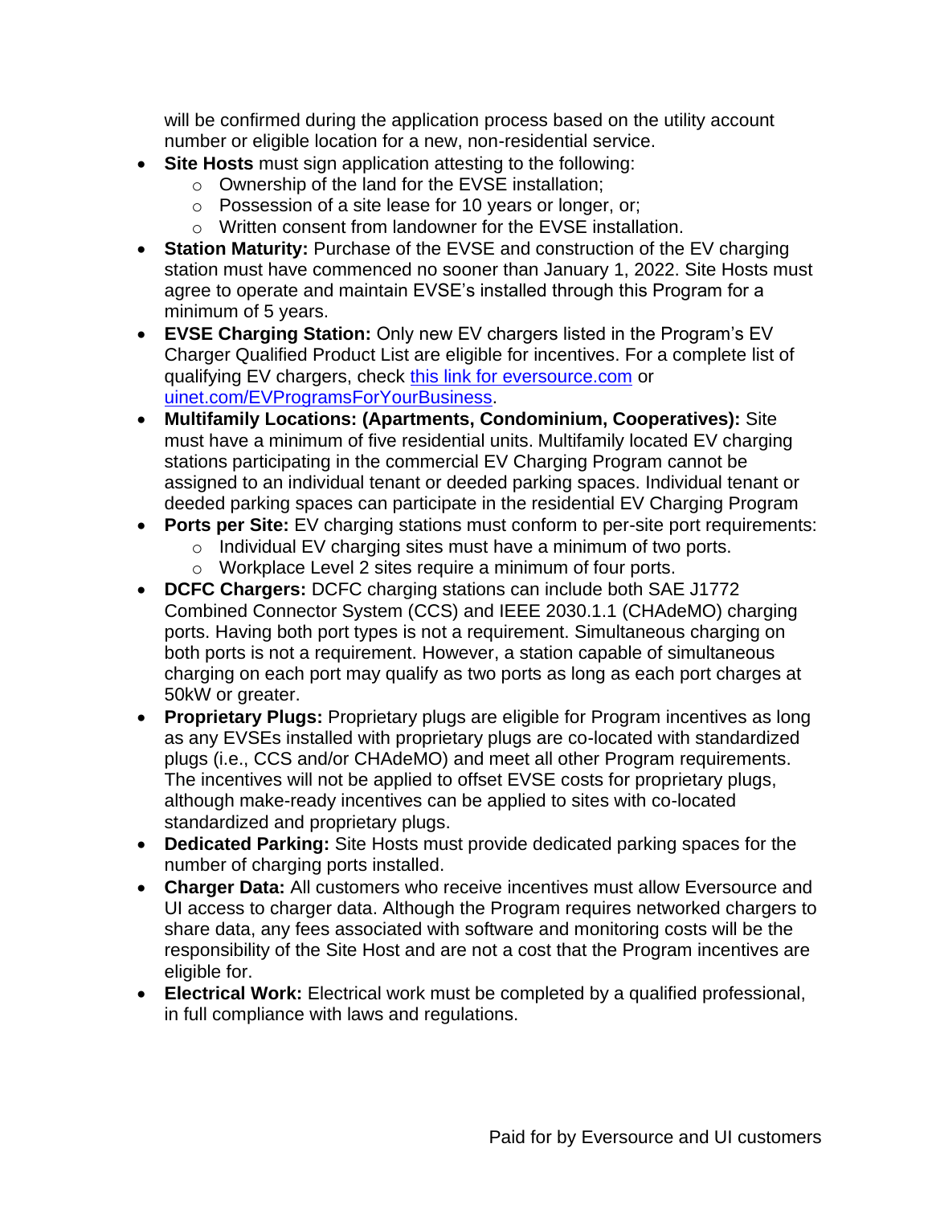will be confirmed during the application process based on the utility account number or eligible location for a new, non-residential service.

- **Site Hosts** must sign application attesting to the following:
  - Ownership of the land for the EVSE installation;
  - Possession of a site lease for 10 years or longer, or;
  - Written consent from landowner for the EVSE installation.
- **Station Maturity:** Purchase of the EVSE and construction of the EV charging station must have commenced no sooner than January 1, 2022. Site Hosts must agree to operate and maintain EVSE's installed through this Program for a minimum of 5 years.
- **EVSE Charging Station:** Only new EV chargers listed in the Program's EV Charger Qualified Product List are eligible for incentives. For a complete list of qualifying EV chargers, check [this link for eversource.com]() or [uinet.com/EVProgramsForYourBusiness]().
- **Multifamily Locations: (Apartments, Condominium, Cooperatives):** Site must have a minimum of five residential units. Multifamily located EV charging stations participating in the commercial EV Charging Program cannot be assigned to an individual tenant or deeded parking spaces. Individual tenant or deeded parking spaces can participate in the residential EV Charging Program
- **Ports per Site:** EV charging stations must conform to per-site port requirements:
  - Individual EV charging sites must have a minimum of two ports.
  - Workplace Level 2 sites require a minimum of four ports.
- **DCFC Chargers:** DCFC charging stations can include both SAE J1772 Combined Connector System (CCS) and IEEE 2030.1.1 (CHAdeMO) charging ports. Having both port types is not a requirement. Simultaneous charging on both ports is not a requirement. However, a station capable of simultaneous charging on each port may qualify as two ports as long as each port charges at 50kW or greater.
- **Proprietary Plugs:** Proprietary plugs are eligible for Program incentives as long as any EVSEs installed with proprietary plugs are co-located with standardized plugs (i.e., CCS and/or CHAdeMO) and meet all other Program requirements. The incentives will not be applied to offset EVSE costs for proprietary plugs, although make-ready incentives can be applied to sites with co-located standardized and proprietary plugs.
- **Dedicated Parking:** Site Hosts must provide dedicated parking spaces for the number of charging ports installed.
- **Charger Data:** All customers who receive incentives must allow Eversource and UI access to charger data. Although the Program requires networked chargers to share data, any fees associated with software and monitoring costs will be the responsibility of the Site Host and are not a cost that the Program incentives are eligible for.
- **Electrical Work:** Electrical work must be completed by a qualified professional, in full compliance with laws and regulations.

Paid for by Eversource and UI customers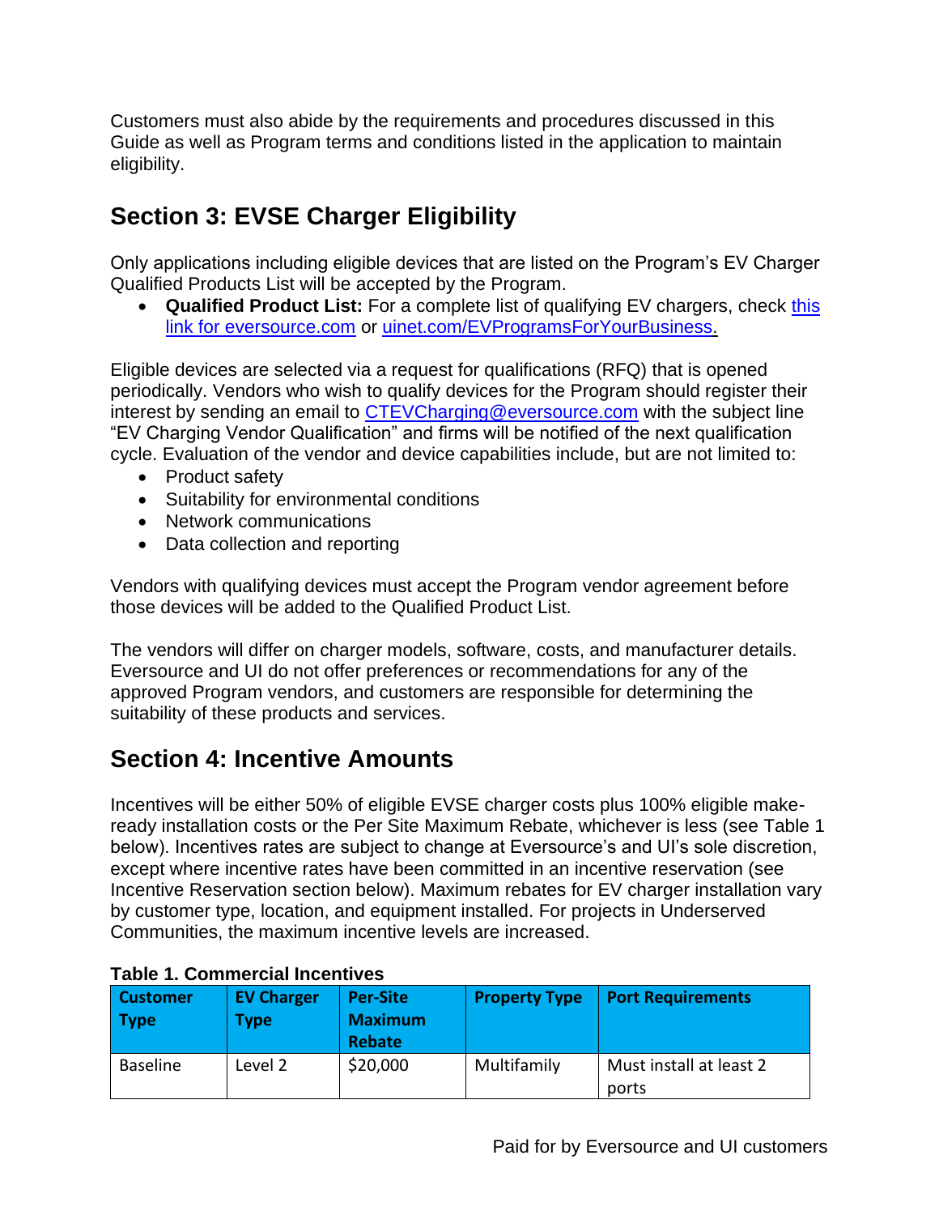Customers must also abide by the requirements and procedures discussed in this Guide as well as Program terms and conditions listed in the application to maintain eligibility.

## Section 3: EVSE Charger Eligibility

Only applications including eligible devices that are listed on the Program's EV Charger Qualified Products List will be accepted by the Program.

- **Qualified Product List:** For a complete list of qualifying EV chargers, check this link for eversource.com or uinet.com/EVProgramsForYourBusiness.

Eligible devices are selected via a request for qualifications (RFQ) that is opened periodically. Vendors who wish to qualify devices for the Program should register their interest by sending an email to CTEVCharging@eversource.com with the subject line "EV Charging Vendor Qualification" and firms will be notified of the next qualification cycle. Evaluation of the vendor and device capabilities include, but are not limited to:

- Product safety
- Suitability for environmental conditions
- Network communications
- Data collection and reporting

Vendors with qualifying devices must accept the Program vendor agreement before those devices will be added to the Qualified Product List.

The vendors will differ on charger models, software, costs, and manufacturer details. Eversource and UI do not offer preferences or recommendations for any of the approved Program vendors, and customers are responsible for determining the suitability of these products and services.

## Section 4: Incentive Amounts

Incentives will be either 50% of eligible EVSE charger costs plus 100% eligible make-ready installation costs or the Per Site Maximum Rebate, whichever is less (see Table 1 below). Incentives rates are subject to change at Eversource's and UI's sole discretion, except where incentive rates have been committed in an incentive reservation (see Incentive Reservation section below). Maximum rebates for EV charger installation vary by customer type, location, and equipment installed. For projects in Underserved Communities, the maximum incentive levels are increased.

**Table 1. Commercial Incentives**

| Customer Type | EV Charger Type | Per-Site Maximum Rebate | Property Type | Port Requirements |
|---|---|---|---|---|
| Baseline | Level 2 | $20,000 | Multifamily | Must install at least 2 ports |

Paid for by Eversource and UI customers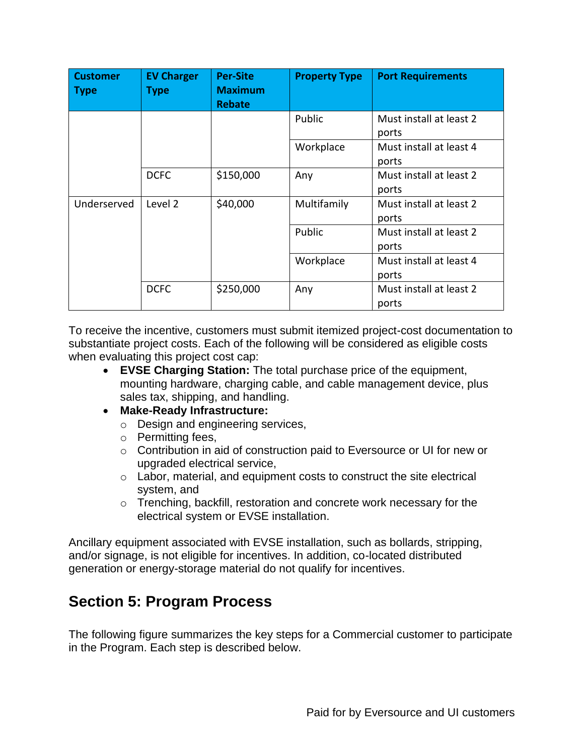| Customer Type | EV Charger Type | Per-Site Maximum Rebate | Property Type | Port Requirements |
|---|---|---|---|---|
| | | | Public | Must install at least 2 ports |
| | | | Workplace | Must install at least 4 ports |
| | DCFC | $150,000 | Any | Must install at least 2 ports |
| Underserved | Level 2 | $40,000 | Multifamily | Must install at least 2 ports |
| | | | Public | Must install at least 2 ports |
| | | | Workplace | Must install at least 4 ports |
| | DCFC | $250,000 | Any | Must install at least 2 ports |

To receive the incentive, customers must submit itemized project-cost documentation to substantiate project costs. Each of the following will be considered as eligible costs when evaluating this project cost cap:

- **EVSE Charging Station:** The total purchase price of the equipment, mounting hardware, charging cable, and cable management device, plus sales tax, shipping, and handling.
- **Make-Ready Infrastructure:**
  - Design and engineering services,
  - Permitting fees,
  - Contribution in aid of construction paid to Eversource or UI for new or upgraded electrical service,
  - Labor, material, and equipment costs to construct the site electrical system, and
  - Trenching, backfill, restoration and concrete work necessary for the electrical system or EVSE installation.

Ancillary equipment associated with EVSE installation, such as bollards, stripping, and/or signage, is not eligible for incentives. In addition, co-located distributed generation or energy-storage material do not qualify for incentives.

## Section 5: Program Process

The following figure summarizes the key steps for a Commercial customer to participate in the Program. Each step is described below.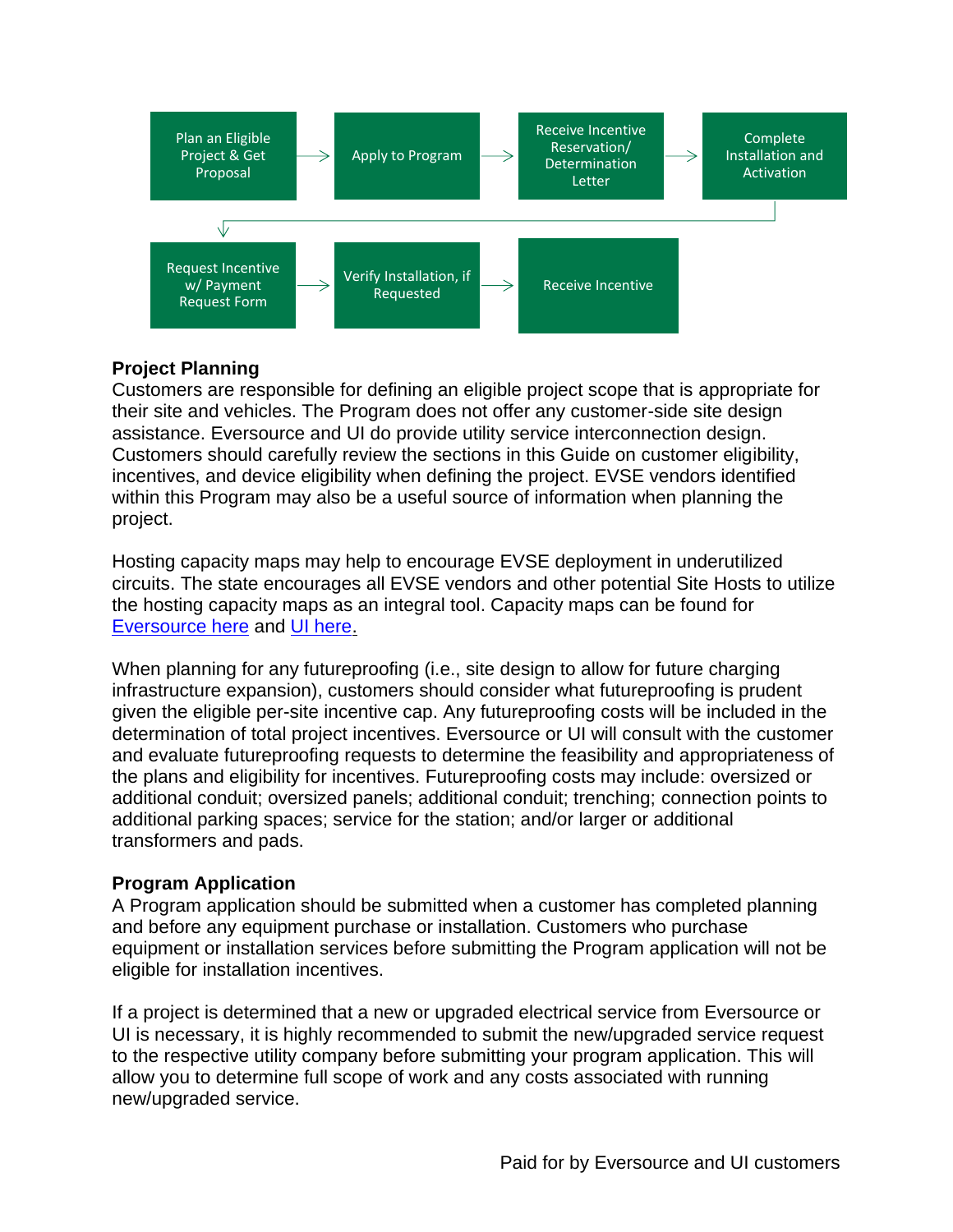Plan an Eligible Project & Get Proposal → Apply to Program → Receive Incentive Reservation/ Determination Letter → Complete Installation and Activation → Request Incentive w/ Payment Request Form → Verify Installation, if Requested → Receive Incentive

**Project Planning**

Customers are responsible for defining an eligible project scope that is appropriate for their site and vehicles. The Program does not offer any customer-side site design assistance. Eversource and UI do provide utility service interconnection design. Customers should carefully review the sections in this Guide on customer eligibility, incentives, and device eligibility when defining the project. EVSE vendors identified within this Program may also be a useful source of information when planning the project.

Hosting capacity maps may help to encourage EVSE deployment in underutilized circuits. The state encourages all EVSE vendors and other potential Site Hosts to utilize the hosting capacity maps as an integral tool. Capacity maps can be found for Eversource here and UI here.

When planning for any futureproofing (i.e., site design to allow for future charging infrastructure expansion), customers should consider what futureproofing is prudent given the eligible per-site incentive cap. Any futureproofing costs will be included in the determination of total project incentives. Eversource or UI will consult with the customer and evaluate futureproofing requests to determine the feasibility and appropriateness of the plans and eligibility for incentives. Futureproofing costs may include: oversized or additional conduit; oversized panels; additional conduit; trenching; connection points to additional parking spaces; service for the station; and/or larger or additional transformers and pads.

**Program Application**

A Program application should be submitted when a customer has completed planning and before any equipment purchase or installation. Customers who purchase equipment or installation services before submitting the Program application will not be eligible for installation incentives.

If a project is determined that a new or upgraded electrical service from Eversource or UI is necessary, it is highly recommended to submit the new/upgraded service request to the respective utility company before submitting your program application. This will allow you to determine full scope of work and any costs associated with running new/upgraded service.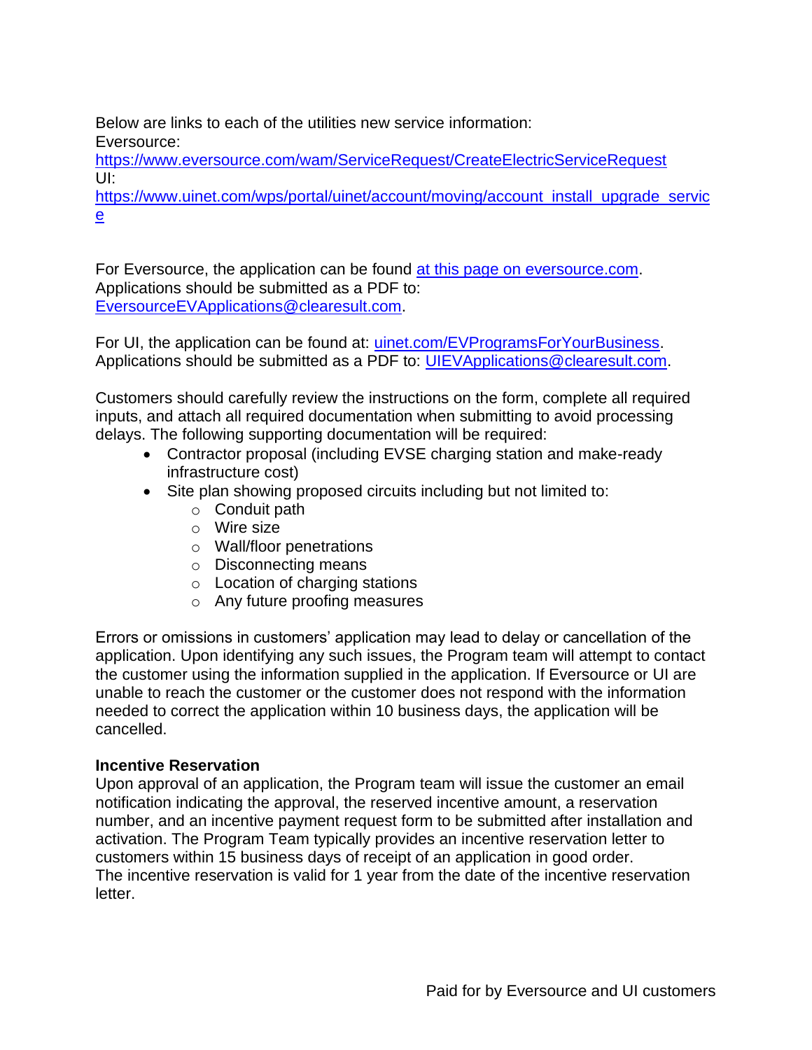Below are links to each of the utilities new service information:
Eversource:
https://www.eversource.com/wam/ServiceRequest/CreateElectricServiceRequest
UI:
https://www.uinet.com/wps/portal/uinet/account/moving/account_install_upgrade_service

For Eversource, the application can be found at this page on eversource.com. Applications should be submitted as a PDF to: EversourceEVApplications@clearesult.com.

For UI, the application can be found at: uinet.com/EVProgramsForYourBusiness. Applications should be submitted as a PDF to: UIEVApplications@clearesult.com.

Customers should carefully review the instructions on the form, complete all required inputs, and attach all required documentation when submitting to avoid processing delays. The following supporting documentation will be required:

- Contractor proposal (including EVSE charging station and make-ready infrastructure cost)
- Site plan showing proposed circuits including but not limited to:
  - Conduit path
  - Wire size
  - Wall/floor penetrations
  - Disconnecting means
  - Location of charging stations
  - Any future proofing measures

Errors or omissions in customers' application may lead to delay or cancellation of the application. Upon identifying any such issues, the Program team will attempt to contact the customer using the information supplied in the application. If Eversource or UI are unable to reach the customer or the customer does not respond with the information needed to correct the application within 10 business days, the application will be cancelled.

**Incentive Reservation**

Upon approval of an application, the Program team will issue the customer an email notification indicating the approval, the reserved incentive amount, a reservation number, and an incentive payment request form to be submitted after installation and activation. The Program Team typically provides an incentive reservation letter to customers within 15 business days of receipt of an application in good order.
The incentive reservation is valid for 1 year from the date of the incentive reservation letter.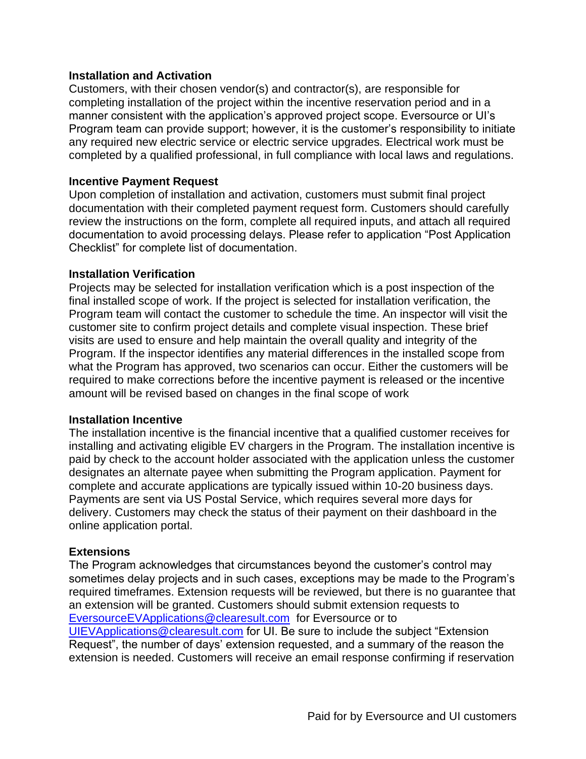**Installation and Activation**

Customers, with their chosen vendor(s) and contractor(s), are responsible for completing installation of the project within the incentive reservation period and in a manner consistent with the application's approved project scope. Eversource or UI's Program team can provide support; however, it is the customer's responsibility to initiate any required new electric service or electric service upgrades. Electrical work must be completed by a qualified professional, in full compliance with local laws and regulations.

**Incentive Payment Request**

Upon completion of installation and activation, customers must submit final project documentation with their completed payment request form. Customers should carefully review the instructions on the form, complete all required inputs, and attach all required documentation to avoid processing delays. Please refer to application "Post Application Checklist" for complete list of documentation.

**Installation Verification**

Projects may be selected for installation verification which is a post inspection of the final installed scope of work. If the project is selected for installation verification, the Program team will contact the customer to schedule the time. An inspector will visit the customer site to confirm project details and complete visual inspection. These brief visits are used to ensure and help maintain the overall quality and integrity of the Program. If the inspector identifies any material differences in the installed scope from what the Program has approved, two scenarios can occur. Either the customers will be required to make corrections before the incentive payment is released or the incentive amount will be revised based on changes in the final scope of work

**Installation Incentive**

The installation incentive is the financial incentive that a qualified customer receives for installing and activating eligible EV chargers in the Program. The installation incentive is paid by check to the account holder associated with the application unless the customer designates an alternate payee when submitting the Program application. Payment for complete and accurate applications are typically issued within 10-20 business days. Payments are sent via US Postal Service, which requires several more days for delivery. Customers may check the status of their payment on their dashboard in the online application portal.

**Extensions**

The Program acknowledges that circumstances beyond the customer's control may sometimes delay projects and in such cases, exceptions may be made to the Program's required timeframes. Extension requests will be reviewed, but there is no guarantee that an extension will be granted. Customers should submit extension requests to EversourceEVApplications@clearesult.com for Eversource or to UIEVApplications@clearesult.com for UI. Be sure to include the subject "Extension Request", the number of days' extension requested, and a summary of the reason the extension is needed. Customers will receive an email response confirming if reservation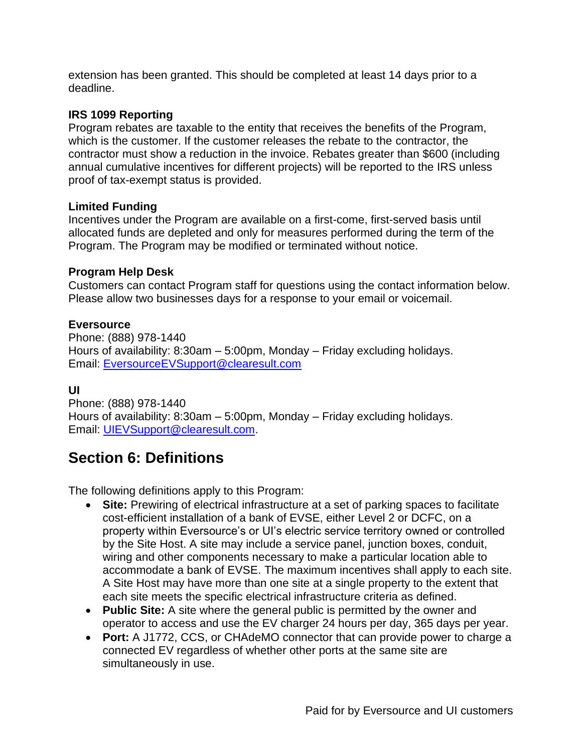extension has been granted. This should be completed at least 14 days prior to a deadline.

**IRS 1099 Reporting**
Program rebates are taxable to the entity that receives the benefits of the Program, which is the customer. If the customer releases the rebate to the contractor, the contractor must show a reduction in the invoice. Rebates greater than $600 (including annual cumulative incentives for different projects) will be reported to the IRS unless proof of tax-exempt status is provided.

**Limited Funding**
Incentives under the Program are available on a first-come, first-served basis until allocated funds are depleted and only for measures performed during the term of the Program. The Program may be modified or terminated without notice.

**Program Help Desk**
Customers can contact Program staff for questions using the contact information below. Please allow two businesses days for a response to your email or voicemail.

**Eversource**
Phone: (888) 978-1440
Hours of availability: 8:30am – 5:00pm, Monday – Friday excluding holidays.
Email: [EversourceEVSupport@clearesult.com](mailto:EversourceEVSupport@clearesult.com)

**UI**
Phone: (888) 978-1440
Hours of availability: 8:30am – 5:00pm, Monday – Friday excluding holidays.
Email: [UIEVSupport@clearesult.com](mailto:UIEVSupport@clearesult.com).

## Section 6: Definitions

The following definitions apply to this Program:

- **Site:** Prewiring of electrical infrastructure at a set of parking spaces to facilitate cost-efficient installation of a bank of EVSE, either Level 2 or DCFC, on a property within Eversource's or UI's electric service territory owned or controlled by the Site Host. A site may include a service panel, junction boxes, conduit, wiring and other components necessary to make a particular location able to accommodate a bank of EVSE. The maximum incentives shall apply to each site. A Site Host may have more than one site at a single property to the extent that each site meets the specific electrical infrastructure criteria as defined.
- **Public Site:** A site where the general public is permitted by the owner and operator to access and use the EV charger 24 hours per day, 365 days per year.
- **Port:** A J1772, CCS, or CHAdeMO connector that can provide power to charge a connected EV regardless of whether other ports at the same site are simultaneously in use.

Paid for by Eversource and UI customers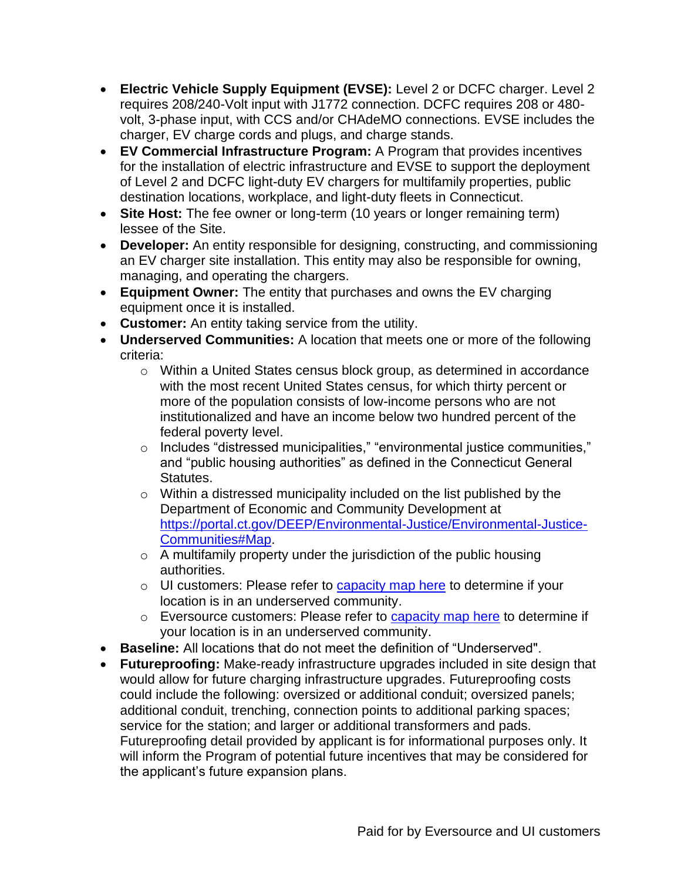- **Electric Vehicle Supply Equipment (EVSE):** Level 2 or DCFC charger. Level 2 requires 208/240-Volt input with J1772 connection. DCFC requires 208 or 480-volt, 3-phase input, with CCS and/or CHAdeMO connections. EVSE includes the charger, EV charge cords and plugs, and charge stands.
- **EV Commercial Infrastructure Program:** A Program that provides incentives for the installation of electric infrastructure and EVSE to support the deployment of Level 2 and DCFC light-duty EV chargers for multifamily properties, public destination locations, workplace, and light-duty fleets in Connecticut.
- **Site Host:** The fee owner or long-term (10 years or longer remaining term) lessee of the Site.
- **Developer:** An entity responsible for designing, constructing, and commissioning an EV charger site installation. This entity may also be responsible for owning, managing, and operating the chargers.
- **Equipment Owner:** The entity that purchases and owns the EV charging equipment once it is installed.
- **Customer:** An entity taking service from the utility.
- **Underserved Communities:** A location that meets one or more of the following criteria:
  - Within a United States census block group, as determined in accordance with the most recent United States census, for which thirty percent or more of the population consists of low-income persons who are not institutionalized and have an income below two hundred percent of the federal poverty level.
  - Includes "distressed municipalities," "environmental justice communities," and "public housing authorities" as defined in the Connecticut General Statutes.
  - Within a distressed municipality included on the list published by the Department of Economic and Community Development at [https://portal.ct.gov/DEEP/Environmental-Justice/Environmental-Justice-Communities#Map](https://portal.ct.gov/DEEP/Environmental-Justice/Environmental-Justice-Communities#Map).
  - A multifamily property under the jurisdiction of the public housing authorities.
  - UI customers: Please refer to capacity map here to determine if your location is in an underserved community.
  - Eversource customers: Please refer to capacity map here to determine if your location is in an underserved community.
- **Baseline:** All locations that do not meet the definition of "Underserved".
- **Futureproofing:** Make-ready infrastructure upgrades included in site design that would allow for future charging infrastructure upgrades. Futureproofing costs could include the following: oversized or additional conduit; oversized panels; additional conduit, trenching, connection points to additional parking spaces; service for the station; and larger or additional transformers and pads. Futureproofing detail provided by applicant is for informational purposes only. It will inform the Program of potential future incentives that may be considered for the applicant's future expansion plans.

Paid for by Eversource and UI customers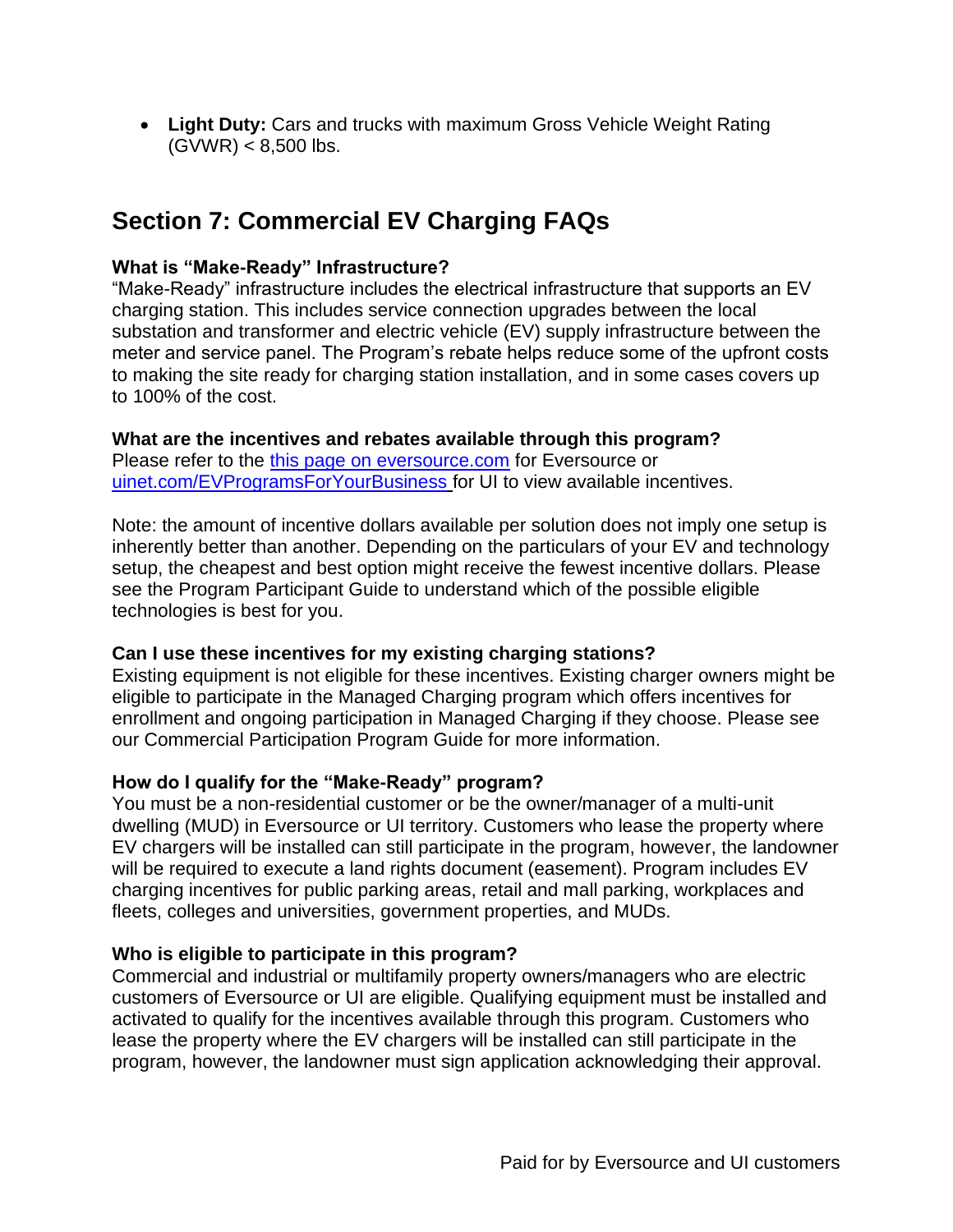- **Light Duty:** Cars and trucks with maximum Gross Vehicle Weight Rating (GVWR) < 8,500 lbs.

## Section 7: Commercial EV Charging FAQs

**What is "Make-Ready" Infrastructure?**

"Make-Ready" infrastructure includes the electrical infrastructure that supports an EV charging station. This includes service connection upgrades between the local substation and transformer and electric vehicle (EV) supply infrastructure between the meter and service panel. The Program's rebate helps reduce some of the upfront costs to making the site ready for charging station installation, and in some cases covers up to 100% of the cost.

**What are the incentives and rebates available through this program?**

Please refer to the this page on eversource.com for Eversource or uinet.com/EVProgramsForYourBusiness for UI to view available incentives.

Note: the amount of incentive dollars available per solution does not imply one setup is inherently better than another. Depending on the particulars of your EV and technology setup, the cheapest and best option might receive the fewest incentive dollars. Please see the Program Participant Guide to understand which of the possible eligible technologies is best for you.

**Can I use these incentives for my existing charging stations?**

Existing equipment is not eligible for these incentives. Existing charger owners might be eligible to participate in the Managed Charging program which offers incentives for enrollment and ongoing participation in Managed Charging if they choose. Please see our Commercial Participation Program Guide for more information.

**How do I qualify for the "Make-Ready" program?**

You must be a non-residential customer or be the owner/manager of a multi-unit dwelling (MUD) in Eversource or UI territory. Customers who lease the property where EV chargers will be installed can still participate in the program, however, the landowner will be required to execute a land rights document (easement). Program includes EV charging incentives for public parking areas, retail and mall parking, workplaces and fleets, colleges and universities, government properties, and MUDs.

**Who is eligible to participate in this program?**

Commercial and industrial or multifamily property owners/managers who are electric customers of Eversource or UI are eligible. Qualifying equipment must be installed and activated to qualify for the incentives available through this program. Customers who lease the property where the EV chargers will be installed can still participate in the program, however, the landowner must sign application acknowledging their approval.

Paid for by Eversource and UI customers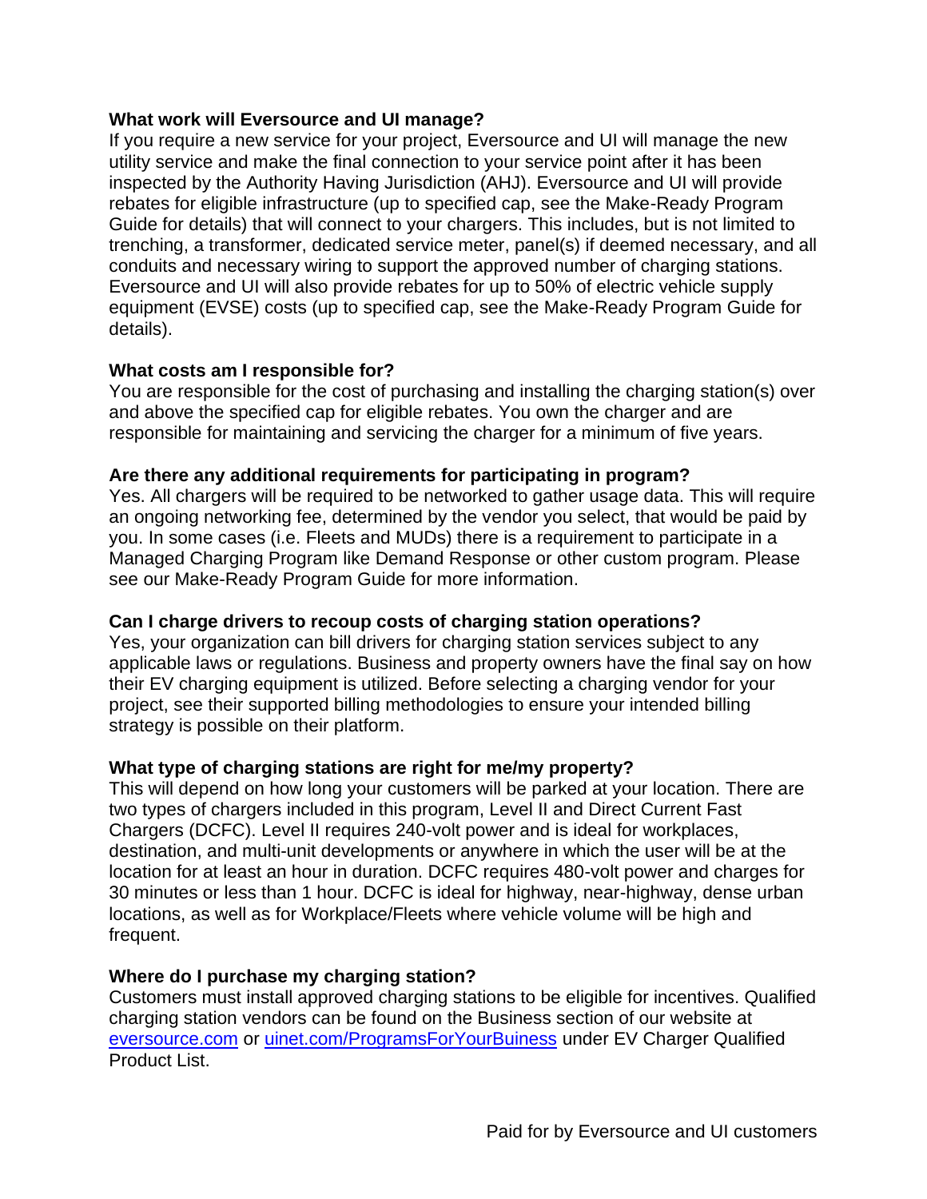**What work will Eversource and UI manage?**

If you require a new service for your project, Eversource and UI will manage the new utility service and make the final connection to your service point after it has been inspected by the Authority Having Jurisdiction (AHJ). Eversource and UI will provide rebates for eligible infrastructure (up to specified cap, see the Make-Ready Program Guide for details) that will connect to your chargers. This includes, but is not limited to trenching, a transformer, dedicated service meter, panel(s) if deemed necessary, and all conduits and necessary wiring to support the approved number of charging stations. Eversource and UI will also provide rebates for up to 50% of electric vehicle supply equipment (EVSE) costs (up to specified cap, see the Make-Ready Program Guide for details).

**What costs am I responsible for?**

You are responsible for the cost of purchasing and installing the charging station(s) over and above the specified cap for eligible rebates. You own the charger and are responsible for maintaining and servicing the charger for a minimum of five years.

**Are there any additional requirements for participating in program?**

Yes. All chargers will be required to be networked to gather usage data. This will require an ongoing networking fee, determined by the vendor you select, that would be paid by you. In some cases (i.e. Fleets and MUDs) there is a requirement to participate in a Managed Charging Program like Demand Response or other custom program. Please see our Make-Ready Program Guide for more information.

**Can I charge drivers to recoup costs of charging station operations?**

Yes, your organization can bill drivers for charging station services subject to any applicable laws or regulations. Business and property owners have the final say on how their EV charging equipment is utilized. Before selecting a charging vendor for your project, see their supported billing methodologies to ensure your intended billing strategy is possible on their platform.

**What type of charging stations are right for me/my property?**

This will depend on how long your customers will be parked at your location. There are two types of chargers included in this program, Level II and Direct Current Fast Chargers (DCFC). Level II requires 240-volt power and is ideal for workplaces, destination, and multi-unit developments or anywhere in which the user will be at the location for at least an hour in duration. DCFC requires 480-volt power and charges for 30 minutes or less than 1 hour. DCFC is ideal for highway, near-highway, dense urban locations, as well as for Workplace/Fleets where vehicle volume will be high and frequent.

**Where do I purchase my charging station?**

Customers must install approved charging stations to be eligible for incentives. Qualified charging station vendors can be found on the Business section of our website at [eversource.com](eversource.com) or [uinet.com/ProgramsForYourBuiness](uinet.com/ProgramsForYourBuiness) under EV Charger Qualified Product List.

Paid for by Eversource and UI customers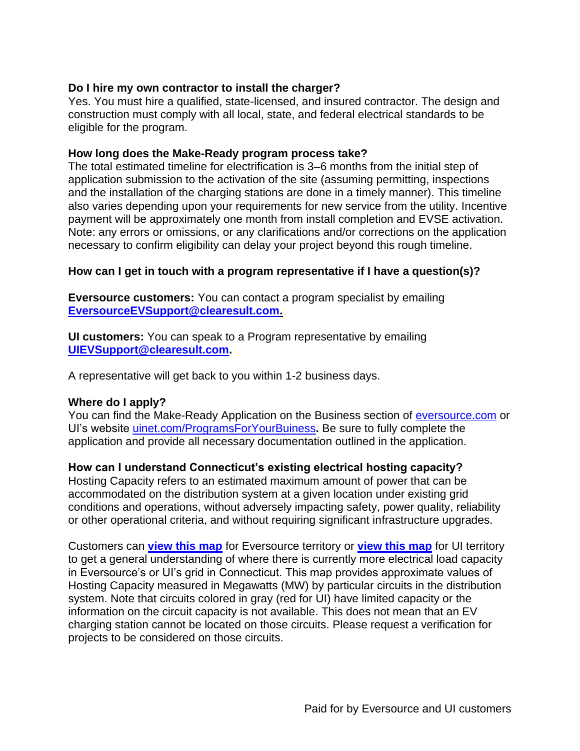**Do I hire my own contractor to install the charger?**
Yes. You must hire a qualified, state-licensed, and insured contractor. The design and construction must comply with all local, state, and federal electrical standards to be eligible for the program.

**How long does the Make-Ready program process take?**
The total estimated timeline for electrification is 3–6 months from the initial step of application submission to the activation of the site (assuming permitting, inspections and the installation of the charging stations are done in a timely manner). This timeline also varies depending upon your requirements for new service from the utility. Incentive payment will be approximately one month from install completion and EVSE activation. Note: any errors or omissions, or any clarifications and/or corrections on the application necessary to confirm eligibility can delay your project beyond this rough timeline.

**How can I get in touch with a program representative if I have a question(s)?**

**Eversource customers:** You can contact a program specialist by emailing **EversourceEVSupport@clearesult.com.**

**UI customers:** You can speak to a Program representative by emailing **UIEVSupport@clearesult.com.**

A representative will get back to you within 1-2 business days.

**Where do I apply?**
You can find the Make-Ready Application on the Business section of eversource.com or UI's website uinet.com/ProgramsForYourBuiness**.** Be sure to fully complete the application and provide all necessary documentation outlined in the application.

**How can I understand Connecticut's existing electrical hosting capacity?**
Hosting Capacity refers to an estimated maximum amount of power that can be accommodated on the distribution system at a given location under existing grid conditions and operations, without adversely impacting safety, power quality, reliability or other operational criteria, and without requiring significant infrastructure upgrades.

Customers can **view this map** for Eversource territory or **view this map** for UI territory to get a general understanding of where there is currently more electrical load capacity in Eversource's or UI's grid in Connecticut. This map provides approximate values of Hosting Capacity measured in Megawatts (MW) by particular circuits in the distribution system. Note that circuits colored in gray (red for UI) have limited capacity or the information on the circuit capacity is not available. This does not mean that an EV charging station cannot be located on those circuits. Please request a verification for projects to be considered on those circuits.

Paid for by Eversource and UI customers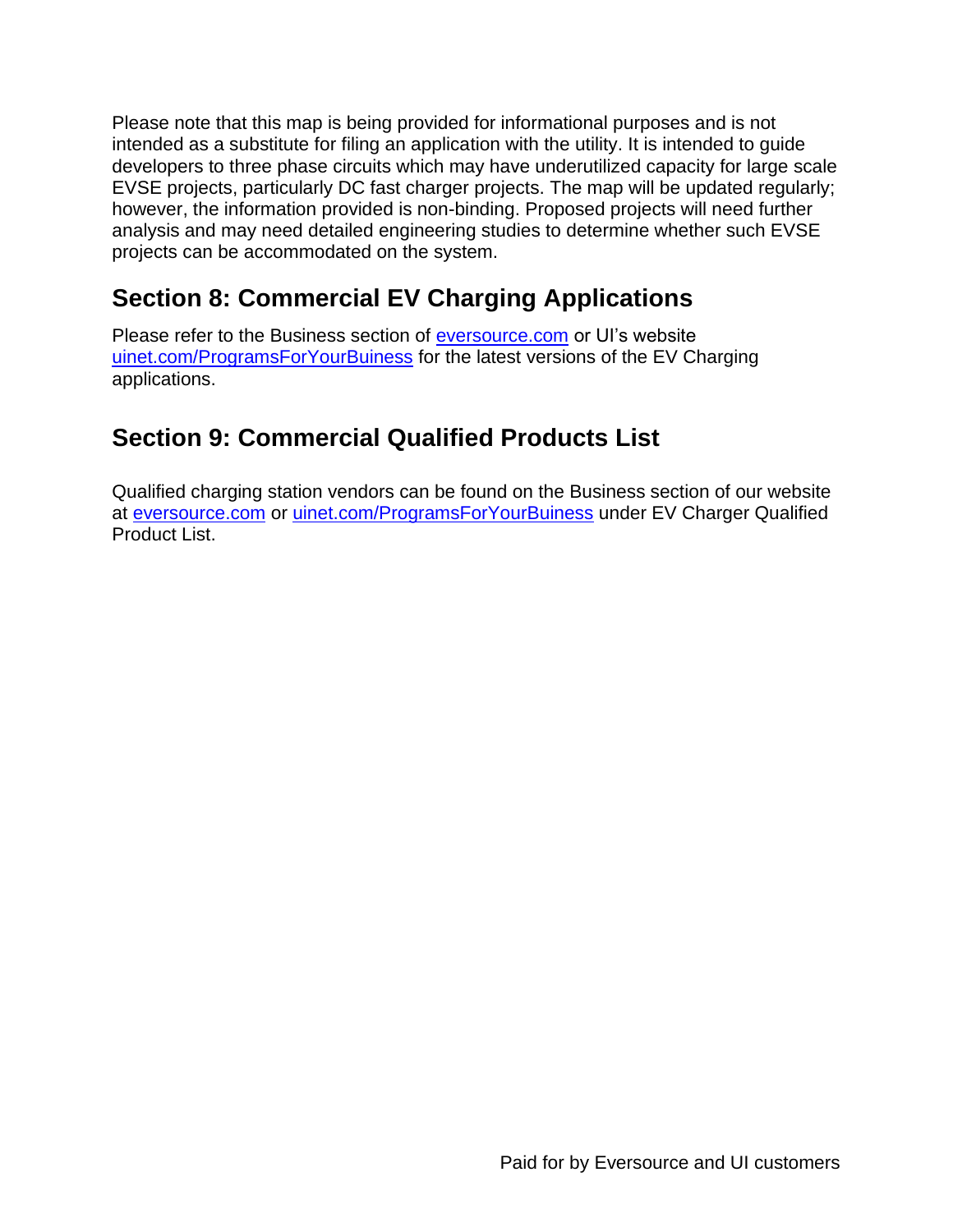Please note that this map is being provided for informational purposes and is not intended as a substitute for filing an application with the utility. It is intended to guide developers to three phase circuits which may have underutilized capacity for large scale EVSE projects, particularly DC fast charger projects. The map will be updated regularly; however, the information provided is non-binding. Proposed projects will need further analysis and may need detailed engineering studies to determine whether such EVSE projects can be accommodated on the system.

## Section 8: Commercial EV Charging Applications

Please refer to the Business section of eversource.com or UI's website uinet.com/ProgramsForYourBuiness for the latest versions of the EV Charging applications.

## Section 9: Commercial Qualified Products List

Qualified charging station vendors can be found on the Business section of our website at eversource.com or uinet.com/ProgramsForYourBuiness under EV Charger Qualified Product List.

Paid for by Eversource and UI customers